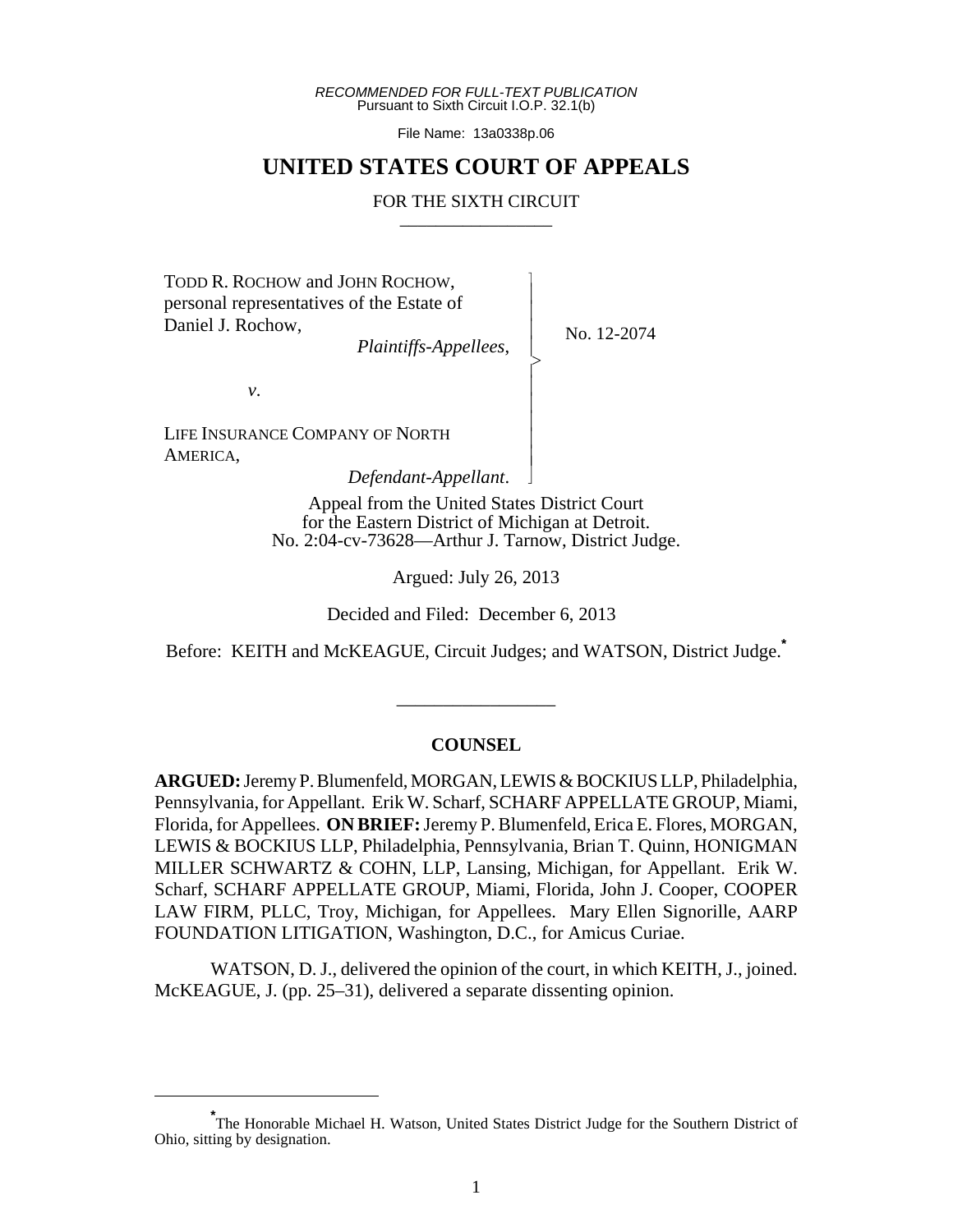*RECOMMENDED FOR FULL-TEXT PUBLICATION*
Pursuant to Sixth Circuit I.O.P. 32.1(b)

File Name: 13a0338p.06

# UNITED STATES COURT OF APPEALS

## FOR THE SIXTH CIRCUIT

TODD R. ROCHOW and JOHN ROCHOW, personal representatives of the Estate of Daniel J. Rochow,
*Plaintiffs-Appellees*,

*v*.

LIFE INSURANCE COMPANY OF NORTH AMERICA,
*Defendant-Appellant*.

No. 12-2074

Appeal from the United States District Court for the Eastern District of Michigan at Detroit.
No. 2:04-cv-73628—Arthur J. Tarnow, District Judge.

Argued: July 26, 2013

Decided and Filed: December 6, 2013

Before: KEITH and McKEAGUE, Circuit Judges; and WATSON, District Judge.[*]

---

### COUNSEL

**ARGUED:** Jeremy P. Blumenfeld, MORGAN, LEWIS & BOCKIUS LLP, Philadelphia, Pennsylvania, for Appellant. Erik W. Scharf, SCHARF APPELLATE GROUP, Miami, Florida, for Appellees. **ON BRIEF:** Jeremy P. Blumenfeld, Erica E. Flores, MORGAN, LEWIS & BOCKIUS LLP, Philadelphia, Pennsylvania, Brian T. Quinn, HONIGMAN MILLER SCHWARTZ & COHN, LLP, Lansing, Michigan, for Appellant. Erik W. Scharf, SCHARF APPELLATE GROUP, Miami, Florida, John J. Cooper, COOPER LAW FIRM, PLLC, Troy, Michigan, for Appellees. Mary Ellen Signorille, AARP FOUNDATION LITIGATION, Washington, D.C., for Amicus Curiae.

WATSON, D. J., delivered the opinion of the court, in which KEITH, J., joined. McKEAGUE, J. (pp. 25–31), delivered a separate dissenting opinion.

---

[*] The Honorable Michael H. Watson, United States District Judge for the Southern District of Ohio, sitting by designation.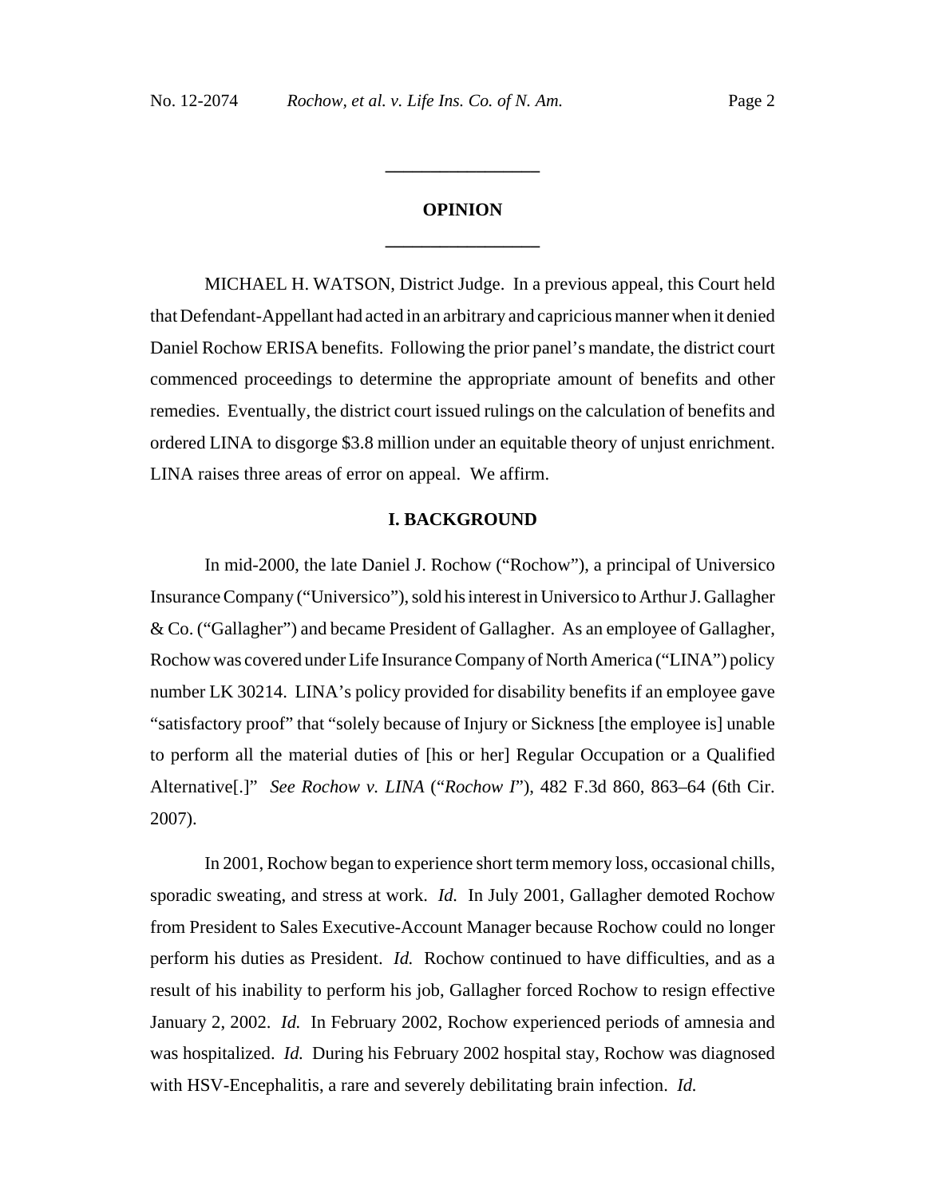## OPINION

MICHAEL H. WATSON, District Judge. In a previous appeal, this Court held that Defendant-Appellant had acted in an arbitrary and capricious manner when it denied Daniel Rochow ERISA benefits. Following the prior panel's mandate, the district court commenced proceedings to determine the appropriate amount of benefits and other remedies. Eventually, the district court issued rulings on the calculation of benefits and ordered LINA to disgorge $3.8 million under an equitable theory of unjust enrichment. LINA raises three areas of error on appeal. We affirm.

## I. BACKGROUND

In mid-2000, the late Daniel J. Rochow ("Rochow"), a principal of Universico Insurance Company ("Universico"), sold his interest in Universico to Arthur J. Gallagher & Co. ("Gallagher") and became President of Gallagher. As an employee of Gallagher, Rochow was covered under Life Insurance Company of North America ("LINA") policy number LK 30214. LINA's policy provided for disability benefits if an employee gave "satisfactory proof" that "solely because of Injury or Sickness [the employee is] unable to perform all the material duties of [his or her] Regular Occupation or a Qualified Alternative[.]" *See Rochow v. LINA* ("*Rochow I*"), 482 F.3d 860, 863–64 (6th Cir. 2007).

In 2001, Rochow began to experience short term memory loss, occasional chills, sporadic sweating, and stress at work. *Id.* In July 2001, Gallagher demoted Rochow from President to Sales Executive-Account Manager because Rochow could no longer perform his duties as President. *Id.* Rochow continued to have difficulties, and as a result of his inability to perform his job, Gallagher forced Rochow to resign effective January 2, 2002. *Id.* In February 2002, Rochow experienced periods of amnesia and was hospitalized. *Id.* During his February 2002 hospital stay, Rochow was diagnosed with HSV-Encephalitis, a rare and severely debilitating brain infection. *Id.*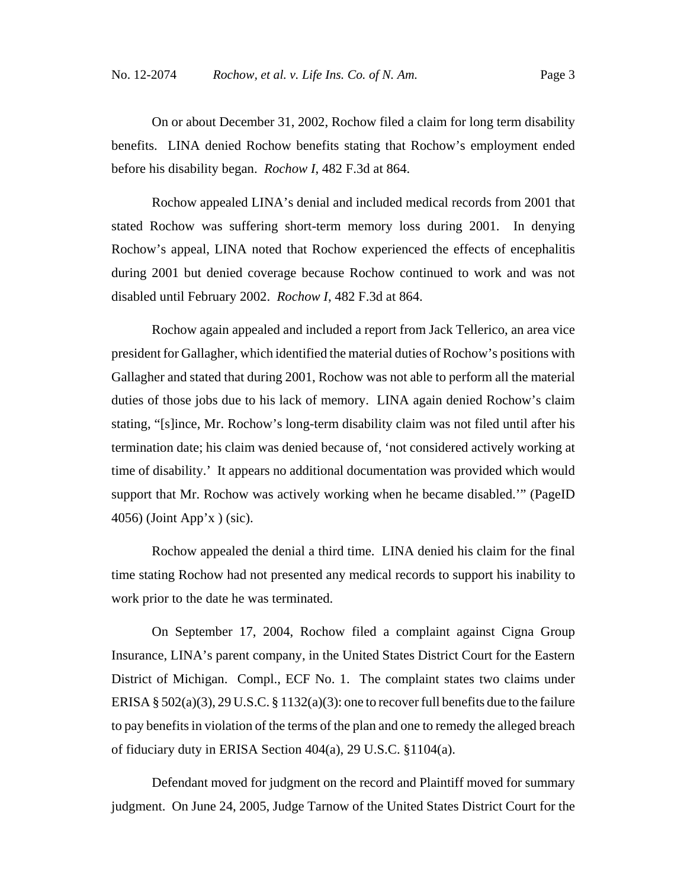On or about December 31, 2002, Rochow filed a claim for long term disability benefits. LINA denied Rochow benefits stating that Rochow's employment ended before his disability began. *Rochow I*, 482 F.3d at 864.

Rochow appealed LINA's denial and included medical records from 2001 that stated Rochow was suffering short-term memory loss during 2001. In denying Rochow's appeal, LINA noted that Rochow experienced the effects of encephalitis during 2001 but denied coverage because Rochow continued to work and was not disabled until February 2002. *Rochow I*, 482 F.3d at 864.

Rochow again appealed and included a report from Jack Tellerico, an area vice president for Gallagher, which identified the material duties of Rochow's positions with Gallagher and stated that during 2001, Rochow was not able to perform all the material duties of those jobs due to his lack of memory. LINA again denied Rochow's claim stating, "[s]ince, Mr. Rochow's long-term disability claim was not filed until after his termination date; his claim was denied because of, 'not considered actively working at time of disability.' It appears no additional documentation was provided which would support that Mr. Rochow was actively working when he became disabled.'" (PageID 4056) (Joint App'x ) (sic).

Rochow appealed the denial a third time. LINA denied his claim for the final time stating Rochow had not presented any medical records to support his inability to work prior to the date he was terminated.

On September 17, 2004, Rochow filed a complaint against Cigna Group Insurance, LINA's parent company, in the United States District Court for the Eastern District of Michigan. Compl., ECF No. 1. The complaint states two claims under ERISA § 502(a)(3), 29 U.S.C. § 1132(a)(3): one to recover full benefits due to the failure to pay benefits in violation of the terms of the plan and one to remedy the alleged breach of fiduciary duty in ERISA Section 404(a), 29 U.S.C. §1104(a).

Defendant moved for judgment on the record and Plaintiff moved for summary judgment. On June 24, 2005, Judge Tarnow of the United States District Court for the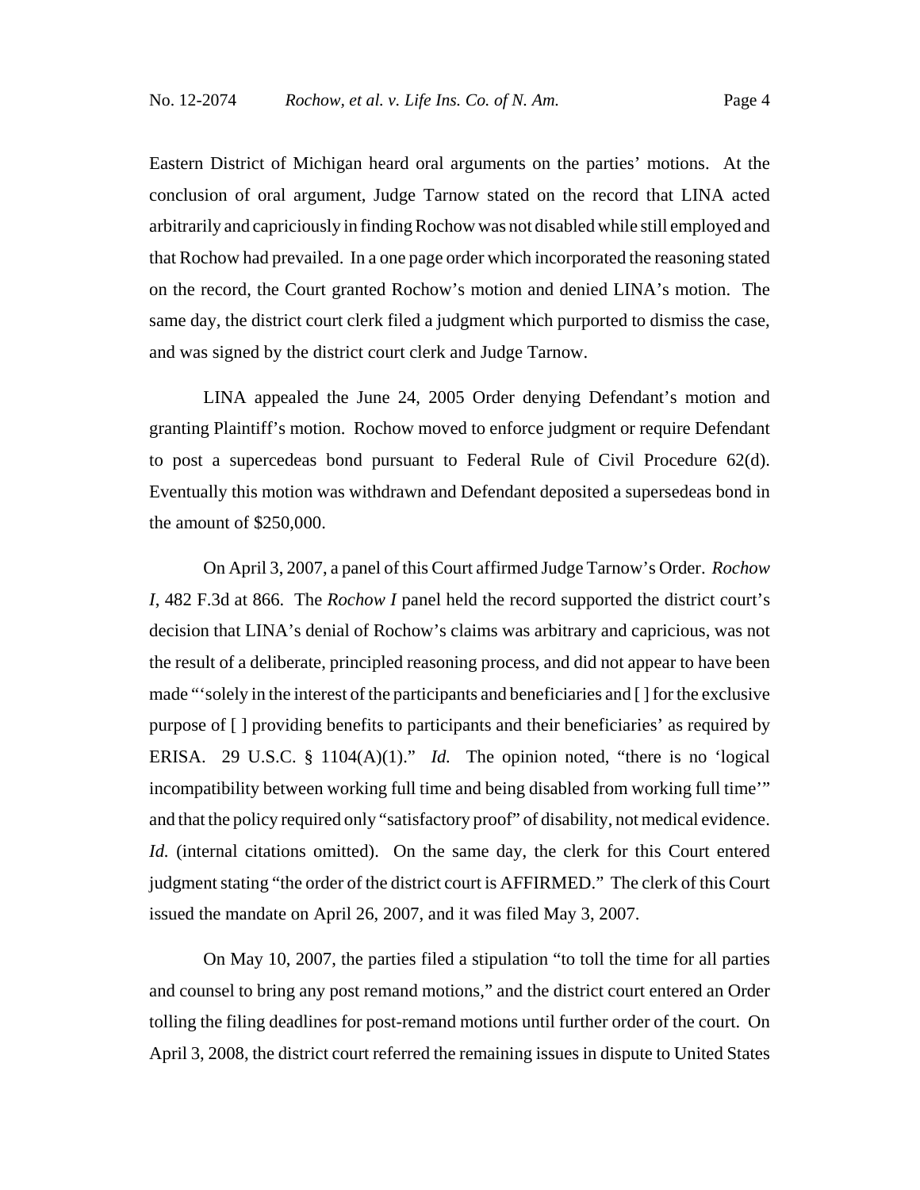Eastern District of Michigan heard oral arguments on the parties' motions. At the conclusion of oral argument, Judge Tarnow stated on the record that LINA acted arbitrarily and capriciously in finding Rochow was not disabled while still employed and that Rochow had prevailed. In a one page order which incorporated the reasoning stated on the record, the Court granted Rochow's motion and denied LINA's motion. The same day, the district court clerk filed a judgment which purported to dismiss the case, and was signed by the district court clerk and Judge Tarnow.

LINA appealed the June 24, 2005 Order denying Defendant's motion and granting Plaintiff's motion. Rochow moved to enforce judgment or require Defendant to post a supercedeas bond pursuant to Federal Rule of Civil Procedure 62(d). Eventually this motion was withdrawn and Defendant deposited a supersedeas bond in the amount of $250,000.

On April 3, 2007, a panel of this Court affirmed Judge Tarnow's Order. *Rochow I*, 482 F.3d at 866. The *Rochow I* panel held the record supported the district court's decision that LINA's denial of Rochow's claims was arbitrary and capricious, was not the result of a deliberate, principled reasoning process, and did not appear to have been made "'solely in the interest of the participants and beneficiaries and [ ] for the exclusive purpose of [ ] providing benefits to participants and their beneficiaries' as required by ERISA. 29 U.S.C. § 1104(A)(1)." *Id.* The opinion noted, "there is no 'logical incompatibility between working full time and being disabled from working full time'" and that the policy required only "satisfactory proof" of disability, not medical evidence. *Id.* (internal citations omitted). On the same day, the clerk for this Court entered judgment stating "the order of the district court is AFFIRMED." The clerk of this Court issued the mandate on April 26, 2007, and it was filed May 3, 2007.

On May 10, 2007, the parties filed a stipulation "to toll the time for all parties and counsel to bring any post remand motions," and the district court entered an Order tolling the filing deadlines for post-remand motions until further order of the court. On April 3, 2008, the district court referred the remaining issues in dispute to United States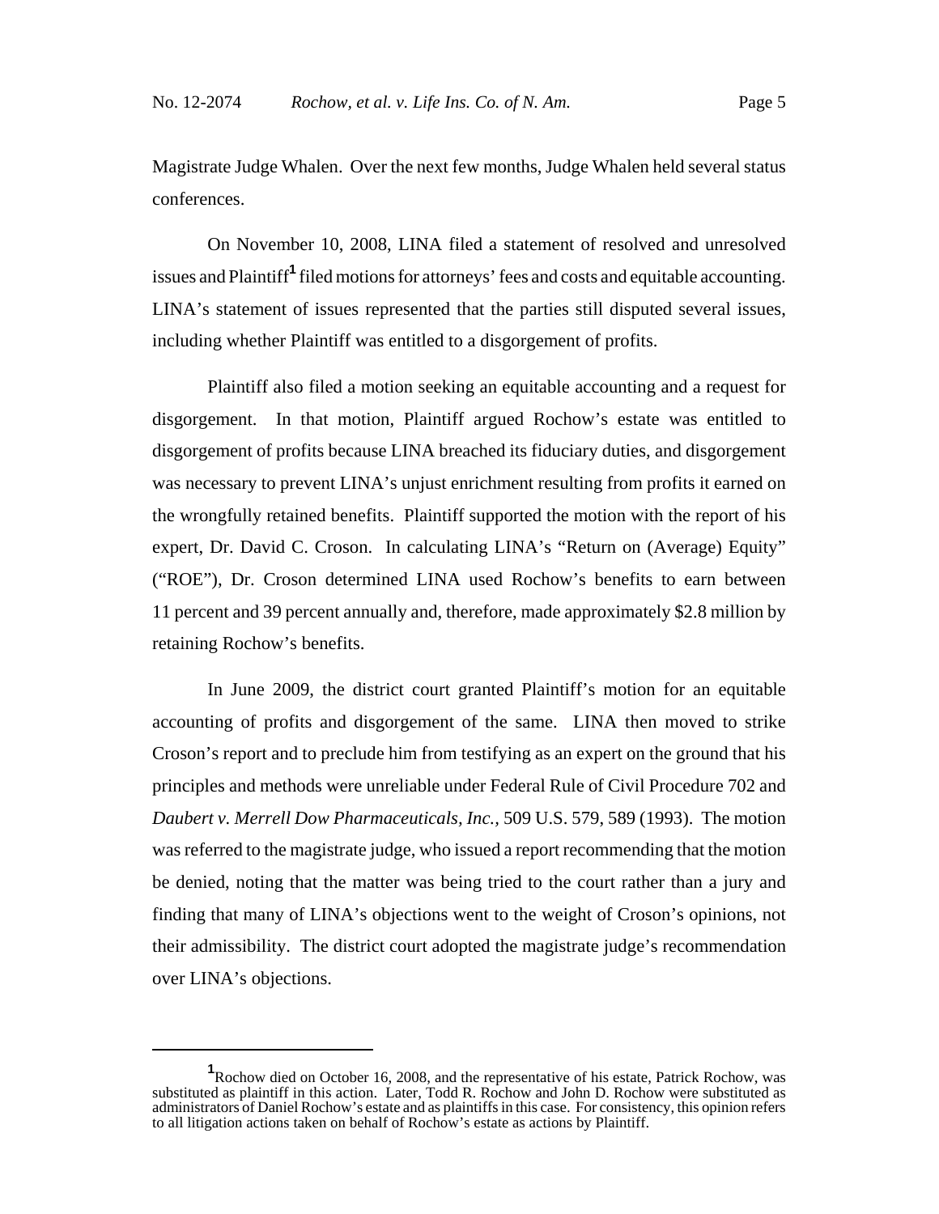Magistrate Judge Whalen. Over the next few months, Judge Whalen held several status conferences.

On November 10, 2008, LINA filed a statement of resolved and unresolved issues and Plaintiff[1] filed motions for attorneys' fees and costs and equitable accounting. LINA's statement of issues represented that the parties still disputed several issues, including whether Plaintiff was entitled to a disgorgement of profits.

Plaintiff also filed a motion seeking an equitable accounting and a request for disgorgement. In that motion, Plaintiff argued Rochow's estate was entitled to disgorgement of profits because LINA breached its fiduciary duties, and disgorgement was necessary to prevent LINA's unjust enrichment resulting from profits it earned on the wrongfully retained benefits. Plaintiff supported the motion with the report of his expert, Dr. David C. Croson. In calculating LINA's "Return on (Average) Equity" ("ROE"), Dr. Croson determined LINA used Rochow's benefits to earn between 11 percent and 39 percent annually and, therefore, made approximately $2.8 million by retaining Rochow's benefits.

In June 2009, the district court granted Plaintiff's motion for an equitable accounting of profits and disgorgement of the same. LINA then moved to strike Croson's report and to preclude him from testifying as an expert on the ground that his principles and methods were unreliable under Federal Rule of Civil Procedure 702 and *Daubert v. Merrell Dow Pharmaceuticals, Inc.*, 509 U.S. 579, 589 (1993). The motion was referred to the magistrate judge, who issued a report recommending that the motion be denied, noting that the matter was being tried to the court rather than a jury and finding that many of LINA's objections went to the weight of Croson's opinions, not their admissibility. The district court adopted the magistrate judge's recommendation over LINA's objections.

---

[1] Rochow died on October 16, 2008, and the representative of his estate, Patrick Rochow, was substituted as plaintiff in this action. Later, Todd R. Rochow and John D. Rochow were substituted as administrators of Daniel Rochow's estate and as plaintiffs in this case. For consistency, this opinion refers to all litigation actions taken on behalf of Rochow's estate as actions by Plaintiff.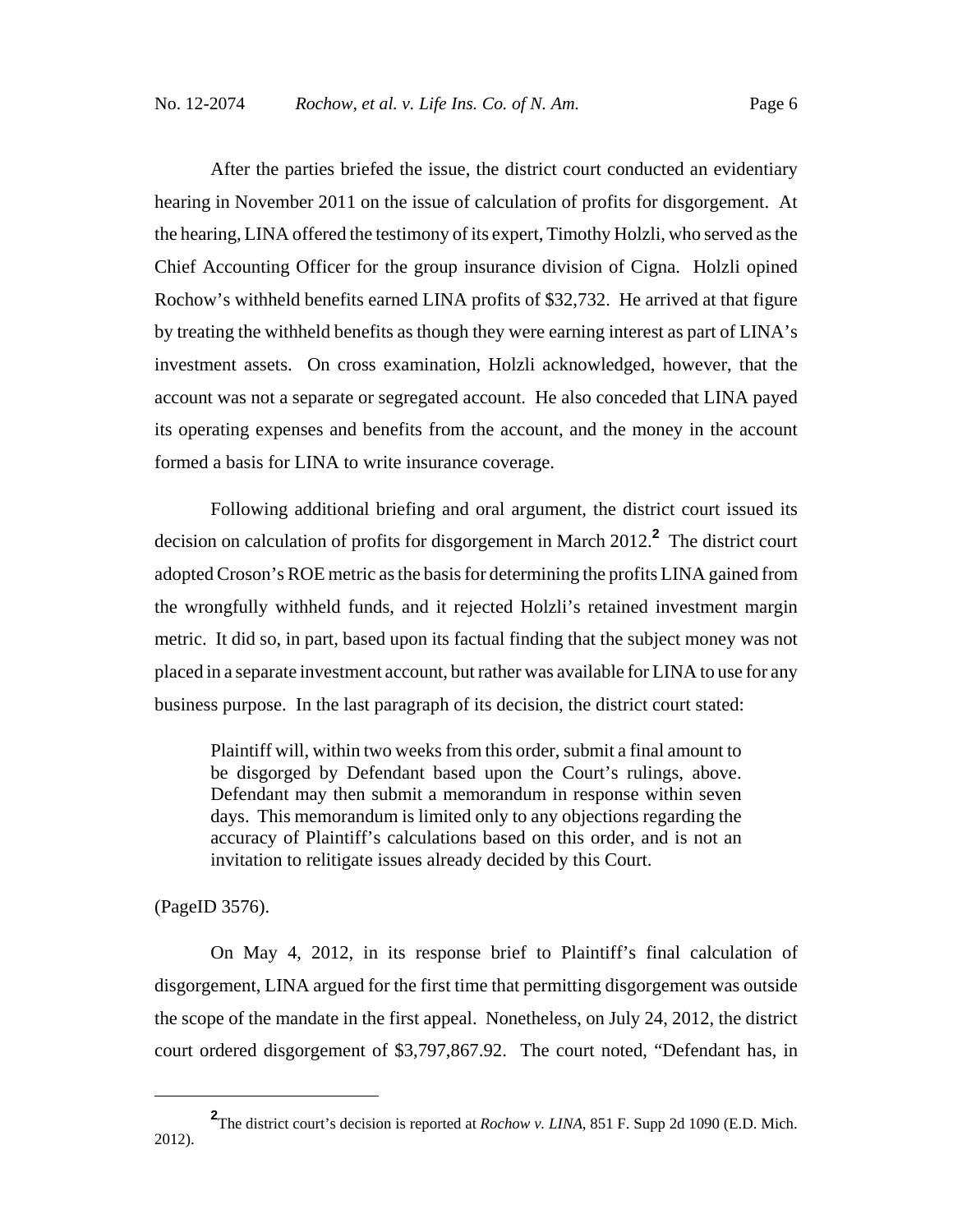After the parties briefed the issue, the district court conducted an evidentiary hearing in November 2011 on the issue of calculation of profits for disgorgement. At the hearing, LINA offered the testimony of its expert, Timothy Holzli, who served as the Chief Accounting Officer for the group insurance division of Cigna. Holzli opined Rochow's withheld benefits earned LINA profits of $32,732. He arrived at that figure by treating the withheld benefits as though they were earning interest as part of LINA's investment assets. On cross examination, Holzli acknowledged, however, that the account was not a separate or segregated account. He also conceded that LINA payed its operating expenses and benefits from the account, and the money in the account formed a basis for LINA to write insurance coverage.

Following additional briefing and oral argument, the district court issued its decision on calculation of profits for disgorgement in March 2012.[2] The district court adopted Croson's ROE metric as the basis for determining the profits LINA gained from the wrongfully withheld funds, and it rejected Holzli's retained investment margin metric. It did so, in part, based upon its factual finding that the subject money was not placed in a separate investment account, but rather was available for LINA to use for any business purpose. In the last paragraph of its decision, the district court stated:

> Plaintiff will, within two weeks from this order, submit a final amount to be disgorged by Defendant based upon the Court's rulings, above. Defendant may then submit a memorandum in response within seven days. This memorandum is limited only to any objections regarding the accuracy of Plaintiff's calculations based on this order, and is not an invitation to relitigate issues already decided by this Court.

(PageID 3576).

On May 4, 2012, in its response brief to Plaintiff's final calculation of disgorgement, LINA argued for the first time that permitting disgorgement was outside the scope of the mandate in the first appeal. Nonetheless, on July 24, 2012, the district court ordered disgorgement of $3,797,867.92. The court noted, "Defendant has, in

[2] The district court's decision is reported at *Rochow v. LINA*, 851 F. Supp 2d 1090 (E.D. Mich. 2012).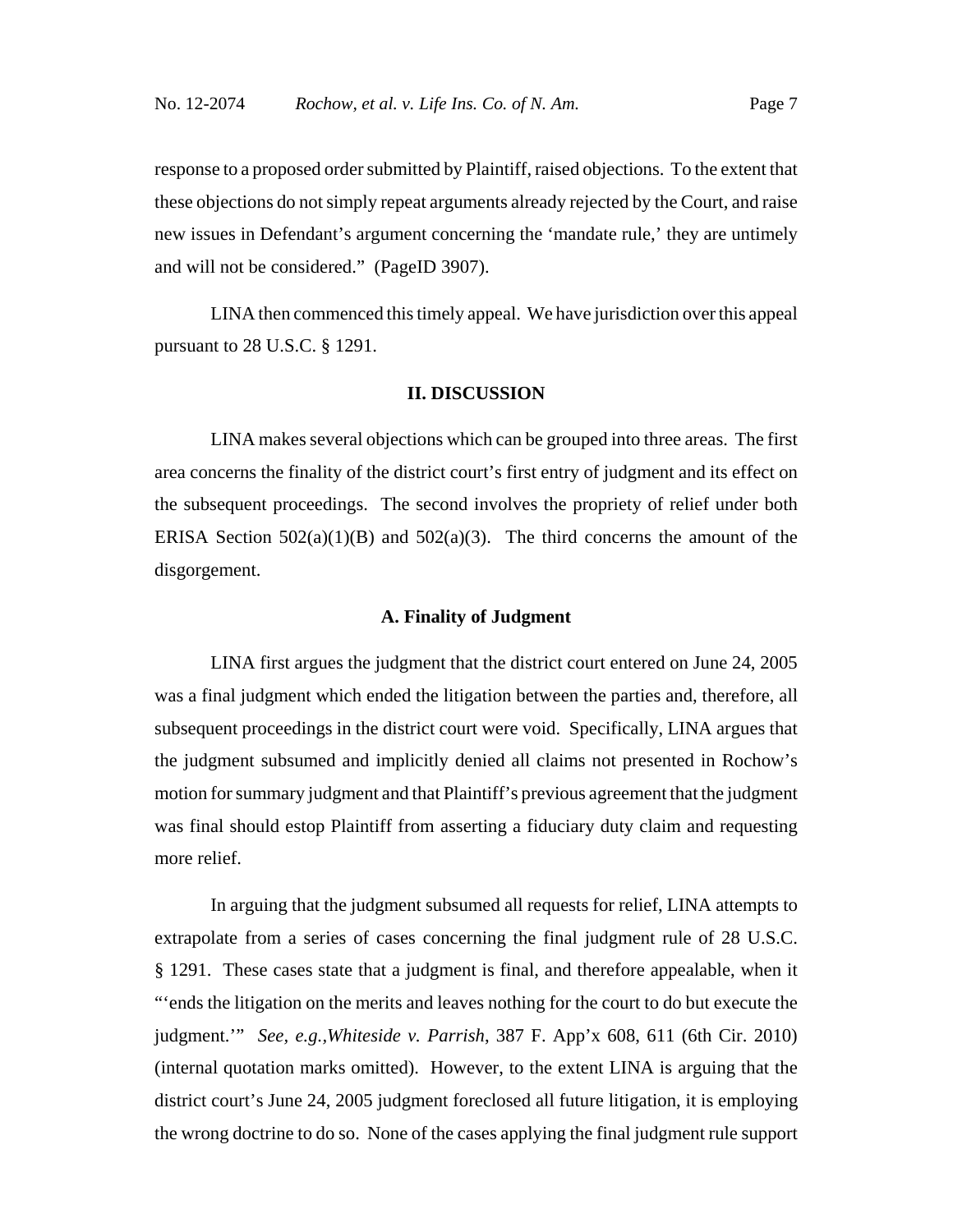response to a proposed order submitted by Plaintiff, raised objections. To the extent that these objections do not simply repeat arguments already rejected by the Court, and raise new issues in Defendant's argument concerning the 'mandate rule,' they are untimely and will not be considered." (PageID 3907).

LINA then commenced this timely appeal. We have jurisdiction over this appeal pursuant to 28 U.S.C. § 1291.

## II. DISCUSSION

LINA makes several objections which can be grouped into three areas. The first area concerns the finality of the district court's first entry of judgment and its effect on the subsequent proceedings. The second involves the propriety of relief under both ERISA Section 502(a)(1)(B) and 502(a)(3). The third concerns the amount of the disgorgement.

### A. Finality of Judgment

LINA first argues the judgment that the district court entered on June 24, 2005 was a final judgment which ended the litigation between the parties and, therefore, all subsequent proceedings in the district court were void. Specifically, LINA argues that the judgment subsumed and implicitly denied all claims not presented in Rochow's motion for summary judgment and that Plaintiff's previous agreement that the judgment was final should estop Plaintiff from asserting a fiduciary duty claim and requesting more relief.

In arguing that the judgment subsumed all requests for relief, LINA attempts to extrapolate from a series of cases concerning the final judgment rule of 28 U.S.C. § 1291. These cases state that a judgment is final, and therefore appealable, when it "'ends the litigation on the merits and leaves nothing for the court to do but execute the judgment.'" *See, e.g.*,*Whiteside v. Parrish*, 387 F. App'x 608, 611 (6th Cir. 2010) (internal quotation marks omitted). However, to the extent LINA is arguing that the district court's June 24, 2005 judgment foreclosed all future litigation, it is employing the wrong doctrine to do so. None of the cases applying the final judgment rule support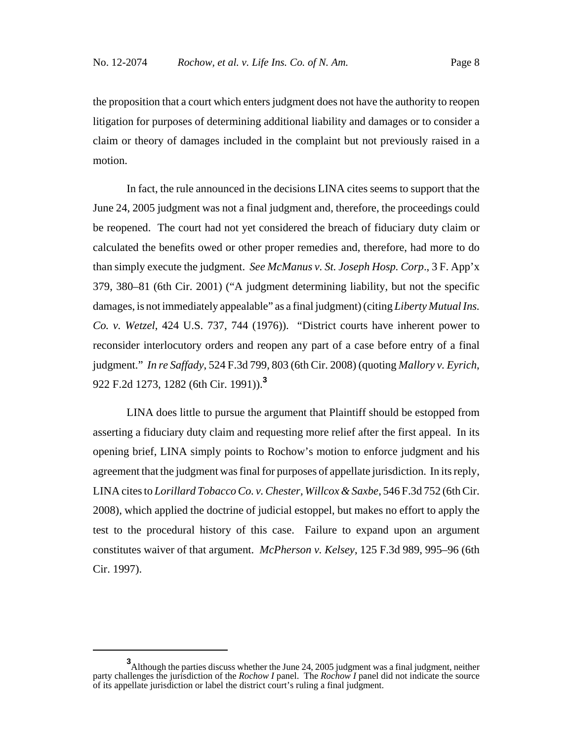the proposition that a court which enters judgment does not have the authority to reopen litigation for purposes of determining additional liability and damages or to consider a claim or theory of damages included in the complaint but not previously raised in a motion.

In fact, the rule announced in the decisions LINA cites seems to support that the June 24, 2005 judgment was not a final judgment and, therefore, the proceedings could be reopened. The court had not yet considered the breach of fiduciary duty claim or calculated the benefits owed or other proper remedies and, therefore, had more to do than simply execute the judgment. *See McManus v. St. Joseph Hosp. Corp*., 3 F. App'x 379, 380–81 (6th Cir. 2001) ("A judgment determining liability, but not the specific damages, is not immediately appealable" as a final judgment) (citing *Liberty Mutual Ins. Co. v. Wetzel*, 424 U.S. 737, 744 (1976)). "District courts have inherent power to reconsider interlocutory orders and reopen any part of a case before entry of a final judgment." *In re Saffady*, 524 F.3d 799, 803 (6th Cir. 2008) (quoting *Mallory v. Eyrich*, 922 F.2d 1273, 1282 (6th Cir. 1991)).[3]

LINA does little to pursue the argument that Plaintiff should be estopped from asserting a fiduciary duty claim and requesting more relief after the first appeal. In its opening brief, LINA simply points to Rochow's motion to enforce judgment and his agreement that the judgment was final for purposes of appellate jurisdiction. In its reply, LINA cites to *Lorillard Tobacco Co. v. Chester, Willcox & Saxbe*, 546 F.3d 752 (6th Cir. 2008), which applied the doctrine of judicial estoppel, but makes no effort to apply the test to the procedural history of this case. Failure to expand upon an argument constitutes waiver of that argument. *McPherson v. Kelsey*, 125 F.3d 989, 995–96 (6th Cir. 1997).

---

[3] Although the parties discuss whether the June 24, 2005 judgment was a final judgment, neither party challenges the jurisdiction of the *Rochow I* panel. The *Rochow I* panel did not indicate the source of its appellate jurisdiction or label the district court's ruling a final judgment.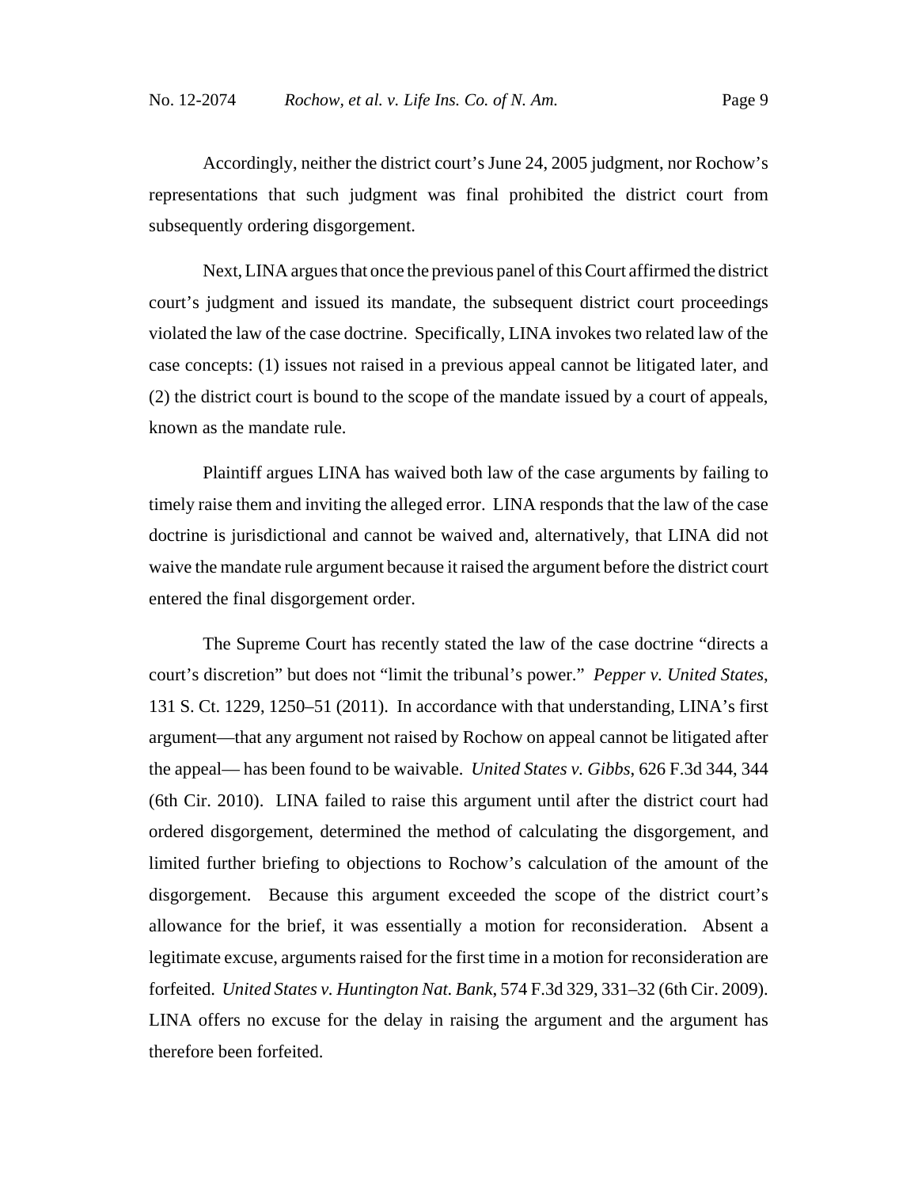Accordingly, neither the district court's June 24, 2005 judgment, nor Rochow's representations that such judgment was final prohibited the district court from subsequently ordering disgorgement.

Next, LINA argues that once the previous panel of this Court affirmed the district court's judgment and issued its mandate, the subsequent district court proceedings violated the law of the case doctrine. Specifically, LINA invokes two related law of the case concepts: (1) issues not raised in a previous appeal cannot be litigated later, and (2) the district court is bound to the scope of the mandate issued by a court of appeals, known as the mandate rule.

Plaintiff argues LINA has waived both law of the case arguments by failing to timely raise them and inviting the alleged error. LINA responds that the law of the case doctrine is jurisdictional and cannot be waived and, alternatively, that LINA did not waive the mandate rule argument because it raised the argument before the district court entered the final disgorgement order.

The Supreme Court has recently stated the law of the case doctrine "directs a court's discretion" but does not "limit the tribunal's power." *Pepper v. United States*, 131 S. Ct. 1229, 1250–51 (2011). In accordance with that understanding, LINA's first argument—that any argument not raised by Rochow on appeal cannot be litigated after the appeal— has been found to be waivable. *United States v. Gibbs*, 626 F.3d 344, 344 (6th Cir. 2010). LINA failed to raise this argument until after the district court had ordered disgorgement, determined the method of calculating the disgorgement, and limited further briefing to objections to Rochow's calculation of the amount of the disgorgement. Because this argument exceeded the scope of the district court's allowance for the brief, it was essentially a motion for reconsideration. Absent a legitimate excuse, arguments raised for the first time in a motion for reconsideration are forfeited. *United States v. Huntington Nat. Bank*, 574 F.3d 329, 331–32 (6th Cir. 2009). LINA offers no excuse for the delay in raising the argument and the argument has therefore been forfeited.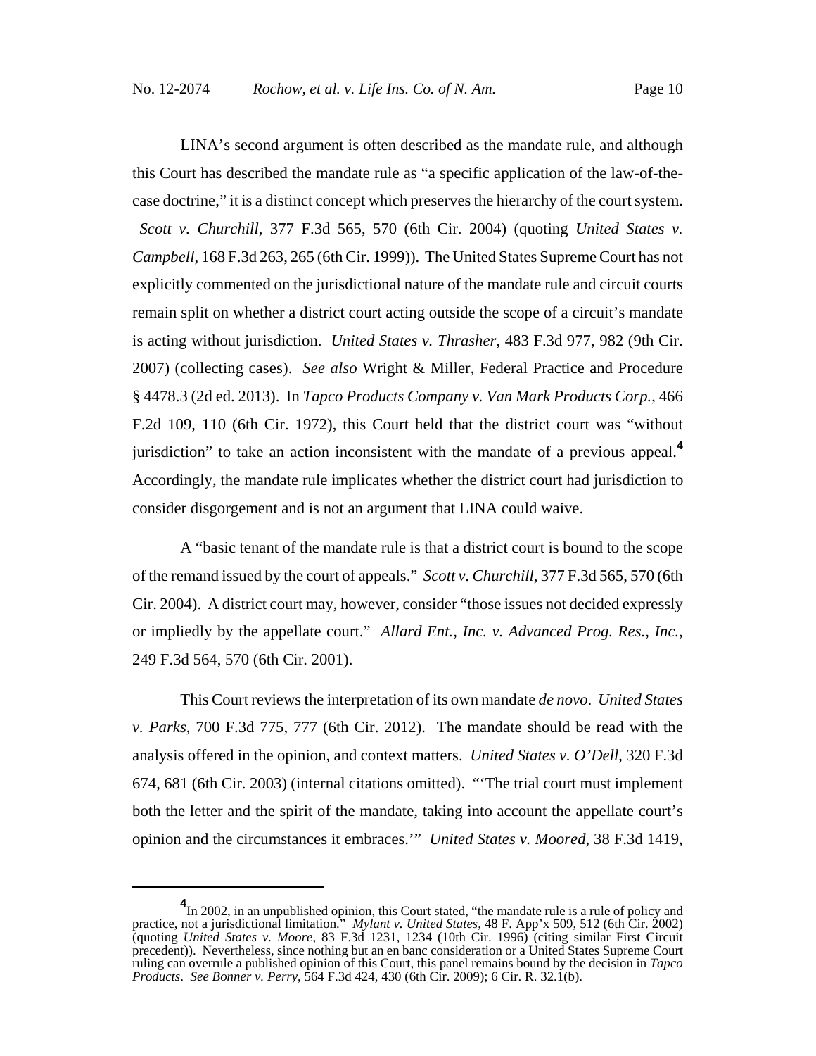LINA's second argument is often described as the mandate rule, and although this Court has described the mandate rule as "a specific application of the law-of-the-case doctrine," it is a distinct concept which preserves the hierarchy of the court system. *Scott v. Churchill*, 377 F.3d 565, 570 (6th Cir. 2004) (quoting *United States v. Campbell*, 168 F.3d 263, 265 (6th Cir. 1999)). The United States Supreme Court has not explicitly commented on the jurisdictional nature of the mandate rule and circuit courts remain split on whether a district court acting outside the scope of a circuit's mandate is acting without jurisdiction. *United States v. Thrasher*, 483 F.3d 977, 982 (9th Cir. 2007) (collecting cases). *See also* Wright & Miller, Federal Practice and Procedure § 4478.3 (2d ed. 2013). In *Tapco Products Company v. Van Mark Products Corp.*, 466 F.2d 109, 110 (6th Cir. 1972), this Court held that the district court was "without jurisdiction" to take an action inconsistent with the mandate of a previous appeal.[4] Accordingly, the mandate rule implicates whether the district court had jurisdiction to consider disgorgement and is not an argument that LINA could waive.

A "basic tenant of the mandate rule is that a district court is bound to the scope of the remand issued by the court of appeals." *Scott v. Churchill*, 377 F.3d 565, 570 (6th Cir. 2004). A district court may, however, consider "those issues not decided expressly or impliedly by the appellate court." *Allard Ent., Inc. v. Advanced Prog. Res., Inc.*, 249 F.3d 564, 570 (6th Cir. 2001).

This Court reviews the interpretation of its own mandate *de novo*. *United States v. Parks*, 700 F.3d 775, 777 (6th Cir. 2012). The mandate should be read with the analysis offered in the opinion, and context matters. *United States v. O'Dell*, 320 F.3d 674, 681 (6th Cir. 2003) (internal citations omitted). "'The trial court must implement both the letter and the spirit of the mandate, taking into account the appellate court's opinion and the circumstances it embraces.'" *United States v. Moored*, 38 F.3d 1419,

---

[4] In 2002, in an unpublished opinion, this Court stated, "the mandate rule is a rule of policy and practice, not a jurisdictional limitation." *Mylant v. United States*, 48 F. App'x 509, 512 (6th Cir. 2002) (quoting *United States v. Moore*, 83 F.3d 1231, 1234 (10th Cir. 1996) (citing similar First Circuit precedent)). Nevertheless, since nothing but an en banc consideration or a United States Supreme Court ruling can overrule a published opinion of this Court, this panel remains bound by the decision in *Tapco Products*. *See Bonner v. Perry*, 564 F.3d 424, 430 (6th Cir. 2009); 6 Cir. R. 32.1(b).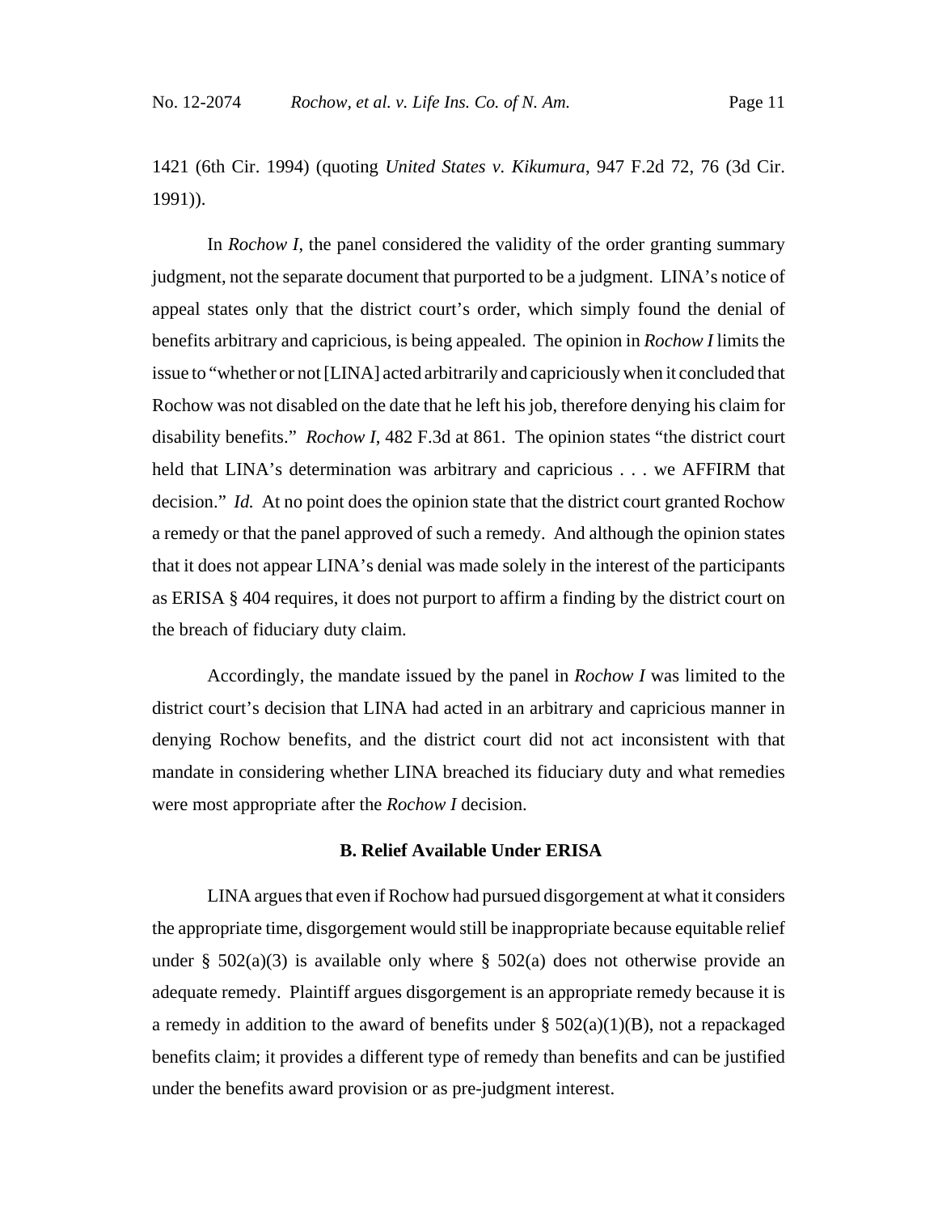1421 (6th Cir. 1994) (quoting *United States v. Kikumura*, 947 F.2d 72, 76 (3d Cir. 1991)).

In *Rochow I*, the panel considered the validity of the order granting summary judgment, not the separate document that purported to be a judgment. LINA's notice of appeal states only that the district court's order, which simply found the denial of benefits arbitrary and capricious, is being appealed. The opinion in *Rochow I* limits the issue to "whether or not [LINA] acted arbitrarily and capriciously when it concluded that Rochow was not disabled on the date that he left his job, therefore denying his claim for disability benefits." *Rochow I*, 482 F.3d at 861. The opinion states "the district court held that LINA's determination was arbitrary and capricious . . . we AFFIRM that decision." *Id.* At no point does the opinion state that the district court granted Rochow a remedy or that the panel approved of such a remedy. And although the opinion states that it does not appear LINA's denial was made solely in the interest of the participants as ERISA § 404 requires, it does not purport to affirm a finding by the district court on the breach of fiduciary duty claim.

Accordingly, the mandate issued by the panel in *Rochow I* was limited to the district court's decision that LINA had acted in an arbitrary and capricious manner in denying Rochow benefits, and the district court did not act inconsistent with that mandate in considering whether LINA breached its fiduciary duty and what remedies were most appropriate after the *Rochow I* decision.

### B. Relief Available Under ERISA

LINA argues that even if Rochow had pursued disgorgement at what it considers the appropriate time, disgorgement would still be inappropriate because equitable relief under § 502(a)(3) is available only where § 502(a) does not otherwise provide an adequate remedy. Plaintiff argues disgorgement is an appropriate remedy because it is a remedy in addition to the award of benefits under § 502(a)(1)(B), not a repackaged benefits claim; it provides a different type of remedy than benefits and can be justified under the benefits award provision or as pre-judgment interest.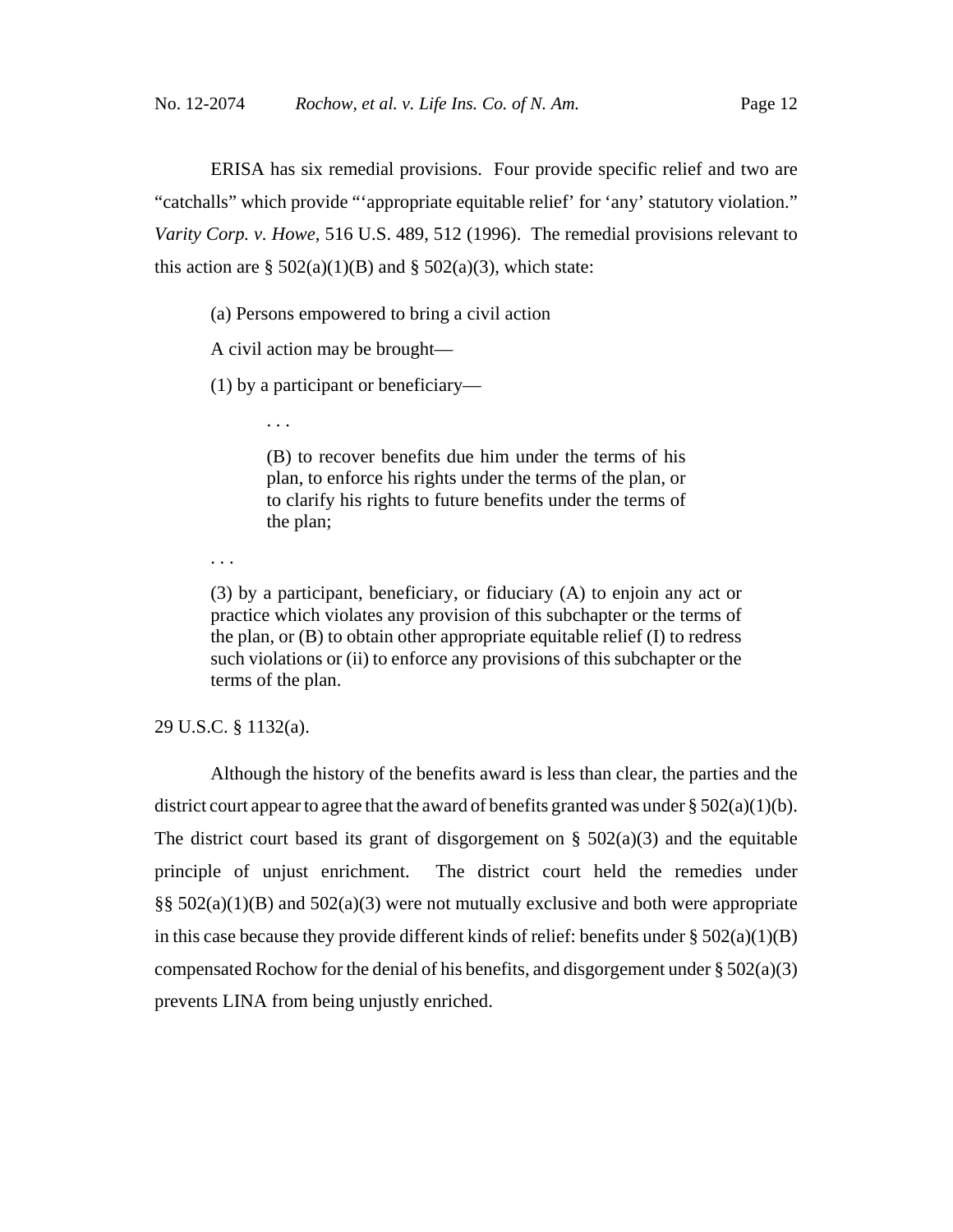ERISA has six remedial provisions. Four provide specific relief and two are "catchalls" which provide "'appropriate equitable relief' for 'any' statutory violation." *Varity Corp. v. Howe*, 516 U.S. 489, 512 (1996). The remedial provisions relevant to this action are § 502(a)(1)(B) and § 502(a)(3), which state:

> (a) Persons empowered to bring a civil action
>
> A civil action may be brought—
>
> (1) by a participant or beneficiary—
>
> > . . .
> >
> > (B) to recover benefits due him under the terms of his plan, to enforce his rights under the terms of the plan, or to clarify his rights to future benefits under the terms of the plan;
>
> . . .
>
> (3) by a participant, beneficiary, or fiduciary (A) to enjoin any act or practice which violates any provision of this subchapter or the terms of the plan, or (B) to obtain other appropriate equitable relief (I) to redress such violations or (ii) to enforce any provisions of this subchapter or the terms of the plan.

29 U.S.C. § 1132(a).

Although the history of the benefits award is less than clear, the parties and the district court appear to agree that the award of benefits granted was under § 502(a)(1)(b). The district court based its grant of disgorgement on § 502(a)(3) and the equitable principle of unjust enrichment. The district court held the remedies under §§ 502(a)(1)(B) and 502(a)(3) were not mutually exclusive and both were appropriate in this case because they provide different kinds of relief: benefits under § 502(a)(1)(B) compensated Rochow for the denial of his benefits, and disgorgement under § 502(a)(3) prevents LINA from being unjustly enriched.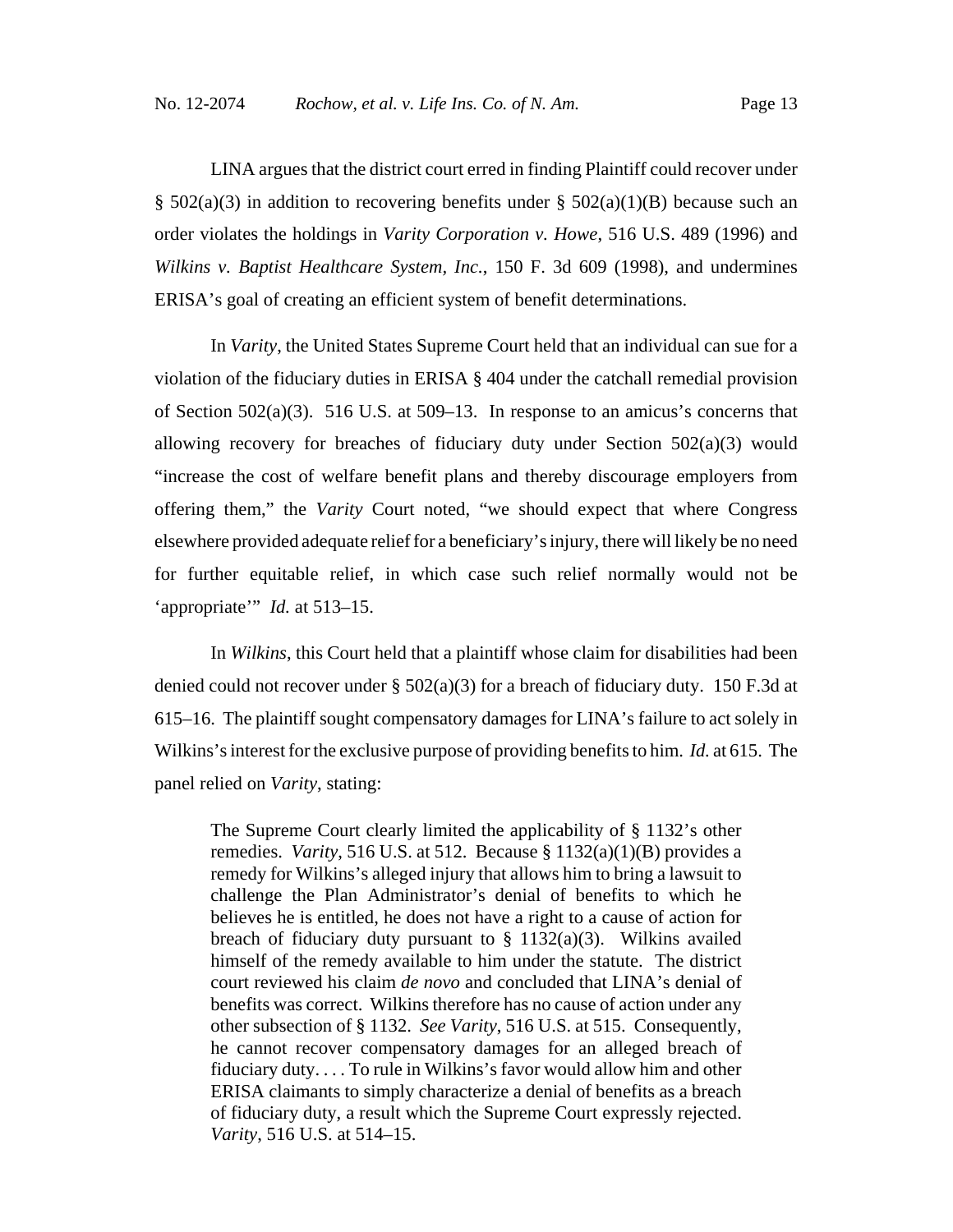LINA argues that the district court erred in finding Plaintiff could recover under § 502(a)(3) in addition to recovering benefits under § 502(a)(1)(B) because such an order violates the holdings in *Varity Corporation v. Howe*, 516 U.S. 489 (1996) and *Wilkins v. Baptist Healthcare System, Inc.*, 150 F. 3d 609 (1998), and undermines ERISA's goal of creating an efficient system of benefit determinations.

In *Varity*, the United States Supreme Court held that an individual can sue for a violation of the fiduciary duties in ERISA § 404 under the catchall remedial provision of Section 502(a)(3). 516 U.S. at 509–13. In response to an amicus's concerns that allowing recovery for breaches of fiduciary duty under Section 502(a)(3) would "increase the cost of welfare benefit plans and thereby discourage employers from offering them," the *Varity* Court noted, "we should expect that where Congress elsewhere provided adequate relief for a beneficiary's injury, there will likely be no need for further equitable relief, in which case such relief normally would not be 'appropriate'" *Id.* at 513–15.

In *Wilkins*, this Court held that a plaintiff whose claim for disabilities had been denied could not recover under § 502(a)(3) for a breach of fiduciary duty. 150 F.3d at 615–16. The plaintiff sought compensatory damages for LINA's failure to act solely in Wilkins's interest for the exclusive purpose of providing benefits to him. *Id.* at 615. The panel relied on *Varity*, stating:

> The Supreme Court clearly limited the applicability of § 1132's other remedies. *Varity*, 516 U.S. at 512. Because § 1132(a)(1)(B) provides a remedy for Wilkins's alleged injury that allows him to bring a lawsuit to challenge the Plan Administrator's denial of benefits to which he believes he is entitled, he does not have a right to a cause of action for breach of fiduciary duty pursuant to § 1132(a)(3). Wilkins availed himself of the remedy available to him under the statute. The district court reviewed his claim *de novo* and concluded that LINA's denial of benefits was correct. Wilkins therefore has no cause of action under any other subsection of § 1132. *See Varity*, 516 U.S. at 515. Consequently, he cannot recover compensatory damages for an alleged breach of fiduciary duty. . . . To rule in Wilkins's favor would allow him and other ERISA claimants to simply characterize a denial of benefits as a breach of fiduciary duty, a result which the Supreme Court expressly rejected. *Varity*, 516 U.S. at 514–15.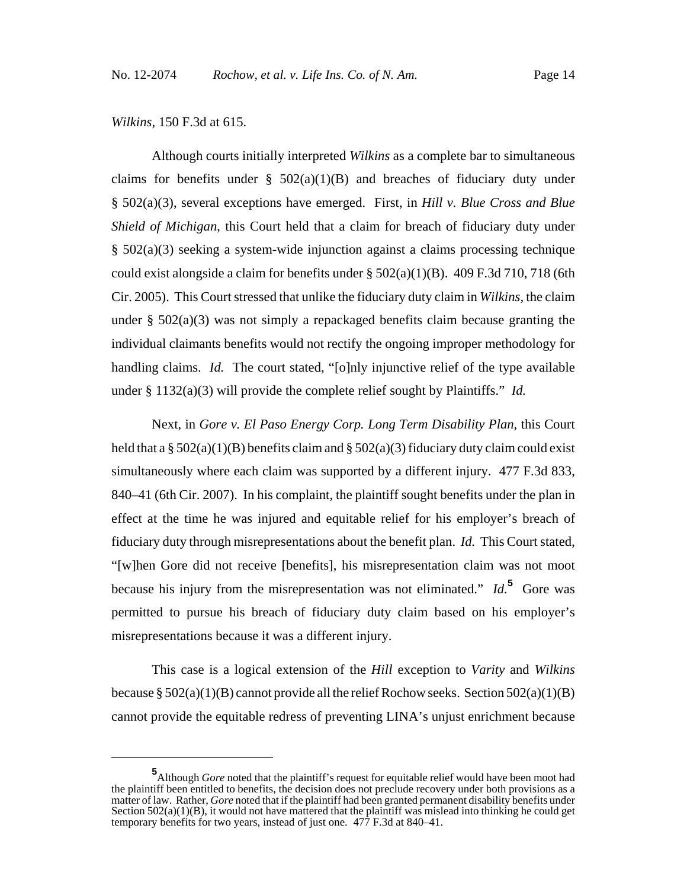*Wilkins*, 150 F.3d at 615.

Although courts initially interpreted *Wilkins* as a complete bar to simultaneous claims for benefits under § 502(a)(1)(B) and breaches of fiduciary duty under § 502(a)(3), several exceptions have emerged. First, in *Hill v. Blue Cross and Blue Shield of Michigan*, this Court held that a claim for breach of fiduciary duty under § 502(a)(3) seeking a system-wide injunction against a claims processing technique could exist alongside a claim for benefits under § 502(a)(1)(B). 409 F.3d 710, 718 (6th Cir. 2005). This Court stressed that unlike the fiduciary duty claim in *Wilkins*, the claim under § 502(a)(3) was not simply a repackaged benefits claim because granting the individual claimants benefits would not rectify the ongoing improper methodology for handling claims. *Id.* The court stated, "[o]nly injunctive relief of the type available under § 1132(a)(3) will provide the complete relief sought by Plaintiffs." *Id.*

Next, in *Gore v. El Paso Energy Corp. Long Term Disability Plan*, this Court held that a § 502(a)(1)(B) benefits claim and § 502(a)(3) fiduciary duty claim could exist simultaneously where each claim was supported by a different injury. 477 F.3d 833, 840–41 (6th Cir. 2007). In his complaint, the plaintiff sought benefits under the plan in effect at the time he was injured and equitable relief for his employer's breach of fiduciary duty through misrepresentations about the benefit plan. *Id.* This Court stated, "[w]hen Gore did not receive [benefits], his misrepresentation claim was not moot because his injury from the misrepresentation was not eliminated." *Id.*[5] Gore was permitted to pursue his breach of fiduciary duty claim based on his employer's misrepresentations because it was a different injury.

This case is a logical extension of the *Hill* exception to *Varity* and *Wilkins* because § 502(a)(1)(B) cannot provide all the relief Rochow seeks. Section 502(a)(1)(B) cannot provide the equitable redress of preventing LINA's unjust enrichment because

---

[5] Although *Gore* noted that the plaintiff's request for equitable relief would have been moot had the plaintiff been entitled to benefits, the decision does not preclude recovery under both provisions as a matter of law. Rather, *Gore* noted that if the plaintiff had been granted permanent disability benefits under Section 502(a)(1)(B), it would not have mattered that the plaintiff was mislead into thinking he could get temporary benefits for two years, instead of just one. 477 F.3d at 840–41.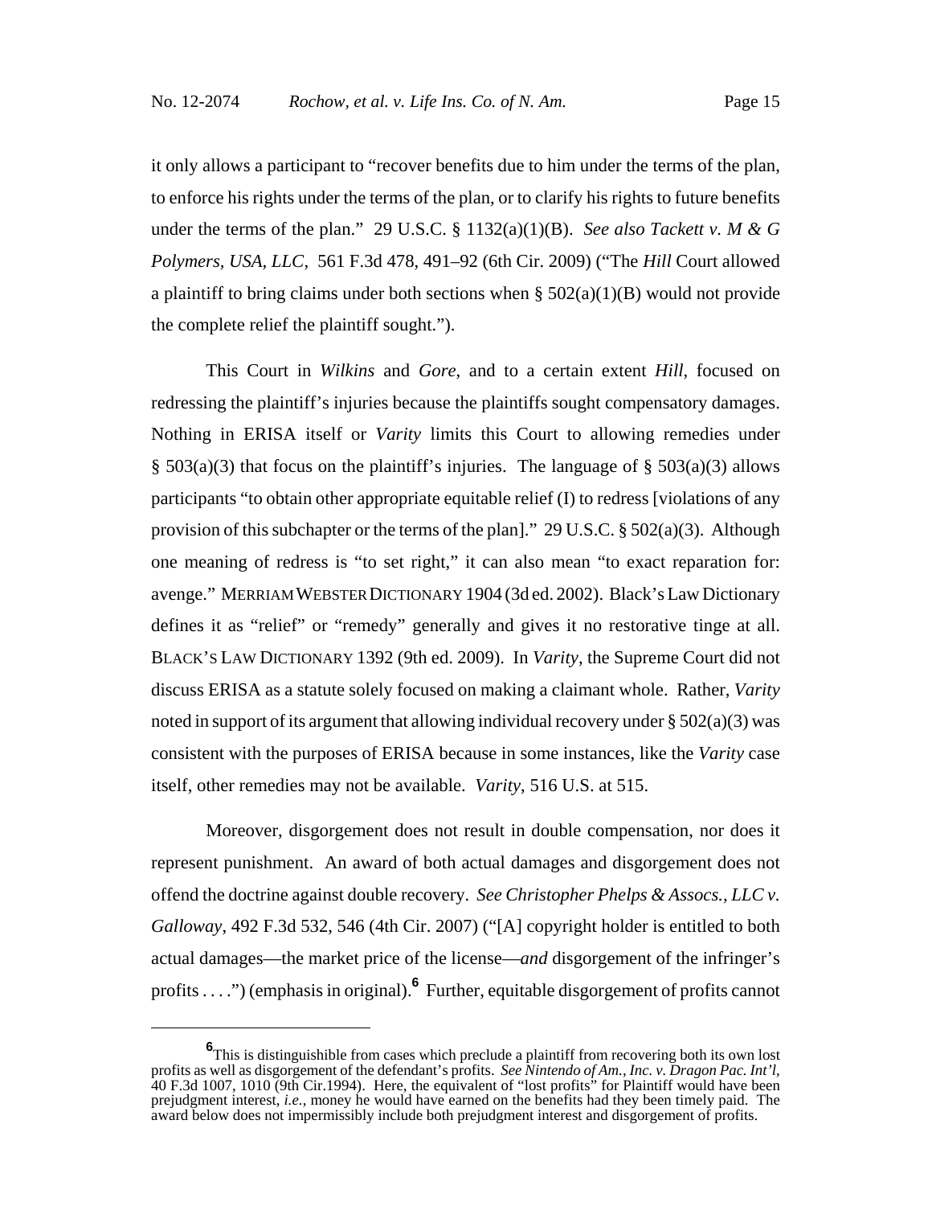it only allows a participant to "recover benefits due to him under the terms of the plan, to enforce his rights under the terms of the plan, or to clarify his rights to future benefits under the terms of the plan." 29 U.S.C. § 1132(a)(1)(B). *See also Tackett v. M & G Polymers, USA, LLC*, 561 F.3d 478, 491–92 (6th Cir. 2009) ("The *Hill* Court allowed a plaintiff to bring claims under both sections when § 502(a)(1)(B) would not provide the complete relief the plaintiff sought.").

This Court in *Wilkins* and *Gore*, and to a certain extent *Hill*, focused on redressing the plaintiff's injuries because the plaintiffs sought compensatory damages. Nothing in ERISA itself or *Varity* limits this Court to allowing remedies under § 503(a)(3) that focus on the plaintiff's injuries. The language of § 503(a)(3) allows participants "to obtain other appropriate equitable relief (I) to redress [violations of any provision of this subchapter or the terms of the plan]." 29 U.S.C. § 502(a)(3). Although one meaning of redress is "to set right," it can also mean "to exact reparation for: avenge." MERRIAM WEBSTER DICTIONARY 1904 (3d ed. 2002). Black's Law Dictionary defines it as "relief" or "remedy" generally and gives it no restorative tinge at all. BLACK'S LAW DICTIONARY 1392 (9th ed. 2009). In *Varity*, the Supreme Court did not discuss ERISA as a statute solely focused on making a claimant whole. Rather, *Varity* noted in support of its argument that allowing individual recovery under § 502(a)(3) was consistent with the purposes of ERISA because in some instances, like the *Varity* case itself, other remedies may not be available. *Varity*, 516 U.S. at 515.

Moreover, disgorgement does not result in double compensation, nor does it represent punishment. An award of both actual damages and disgorgement does not offend the doctrine against double recovery. *See Christopher Phelps & Assocs., LLC v. Galloway*, 492 F.3d 532, 546 (4th Cir. 2007) ("[A] copyright holder is entitled to both actual damages—the market price of the license—*and* disgorgement of the infringer's profits . . . .") (emphasis in original).[6] Further, equitable disgorgement of profits cannot

[6] This is distinguishible from cases which preclude a plaintiff from recovering both its own lost profits as well as disgorgement of the defendant's profits. *See Nintendo of Am., Inc. v. Dragon Pac. Int'l*, 40 F.3d 1007, 1010 (9th Cir.1994). Here, the equivalent of "lost profits" for Plaintiff would have been prejudgment interest, *i.e.*, money he would have earned on the benefits had they been timely paid. The award below does not impermissibly include both prejudgment interest and disgorgement of profits.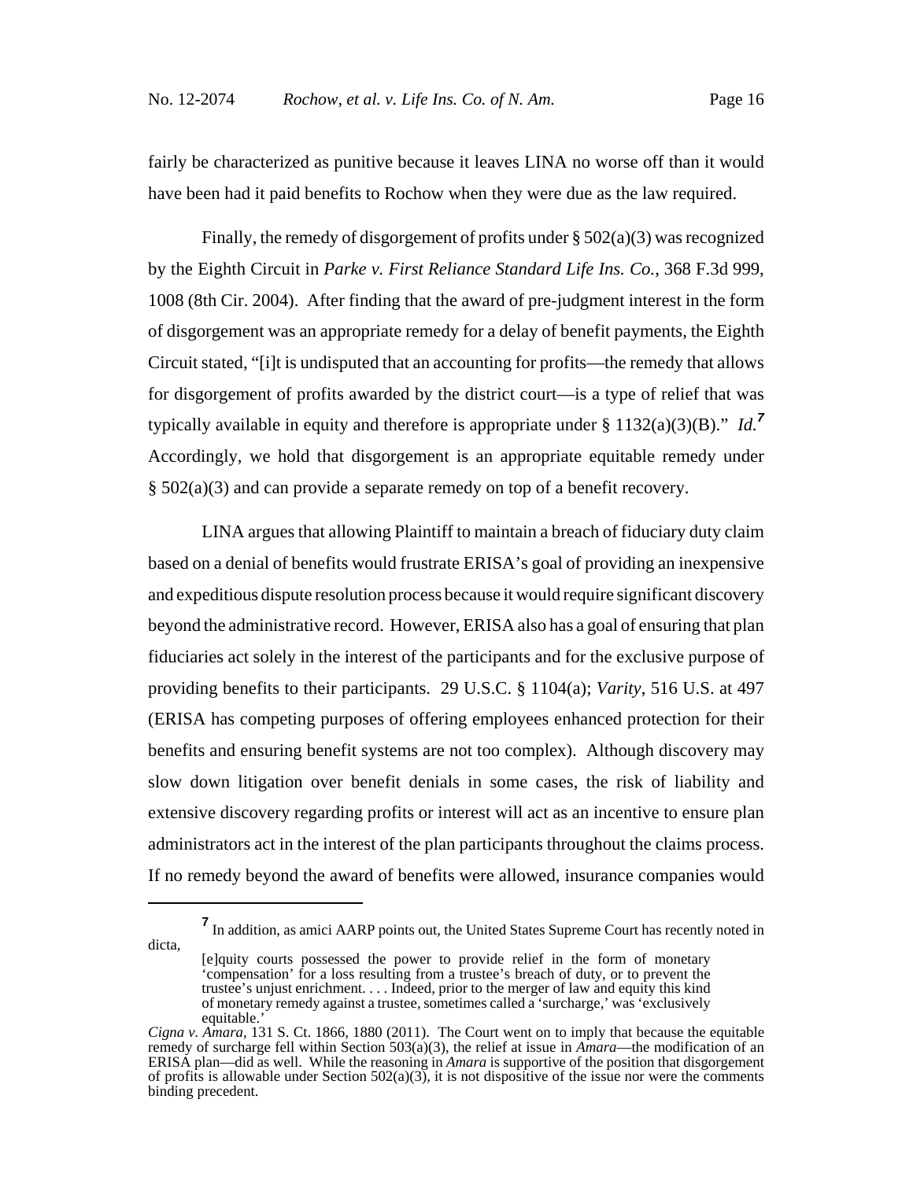fairly be characterized as punitive because it leaves LINA no worse off than it would have been had it paid benefits to Rochow when they were due as the law required.

Finally, the remedy of disgorgement of profits under § 502(a)(3) was recognized by the Eighth Circuit in *Parke v. First Reliance Standard Life Ins. Co.*, 368 F.3d 999, 1008 (8th Cir. 2004). After finding that the award of pre-judgment interest in the form of disgorgement was an appropriate remedy for a delay of benefit payments, the Eighth Circuit stated, "[i]t is undisputed that an accounting for profits—the remedy that allows for disgorgement of profits awarded by the district court—is a type of relief that was typically available in equity and therefore is appropriate under § 1132(a)(3)(B)." *Id.*[7] Accordingly, we hold that disgorgement is an appropriate equitable remedy under § 502(a)(3) and can provide a separate remedy on top of a benefit recovery.

LINA argues that allowing Plaintiff to maintain a breach of fiduciary duty claim based on a denial of benefits would frustrate ERISA's goal of providing an inexpensive and expeditious dispute resolution process because it would require significant discovery beyond the administrative record. However, ERISA also has a goal of ensuring that plan fiduciaries act solely in the interest of the participants and for the exclusive purpose of providing benefits to their participants. 29 U.S.C. § 1104(a); *Varity*, 516 U.S. at 497 (ERISA has competing purposes of offering employees enhanced protection for their benefits and ensuring benefit systems are not too complex). Although discovery may slow down litigation over benefit denials in some cases, the risk of liability and extensive discovery regarding profits or interest will act as an incentive to ensure plan administrators act in the interest of the plan participants throughout the claims process. If no remedy beyond the award of benefits were allowed, insurance companies would

---

[7] In addition, as amici AARP points out, the United States Supreme Court has recently noted in dicta,

> [e]quity courts possessed the power to provide relief in the form of monetary 'compensation' for a loss resulting from a trustee's breach of duty, or to prevent the trustee's unjust enrichment. . . . Indeed, prior to the merger of law and equity this kind of monetary remedy against a trustee, sometimes called a 'surcharge,' was 'exclusively equitable.'

*Cigna v. Amara*, 131 S. Ct. 1866, 1880 (2011). The Court went on to imply that because the equitable remedy of surcharge fell within Section 503(a)(3), the relief at issue in *Amara*—the modification of an ERISA plan—did as well. While the reasoning in *Amara* is supportive of the position that disgorgement of profits is allowable under Section 502(a)(3), it is not dispositive of the issue nor were the comments binding precedent.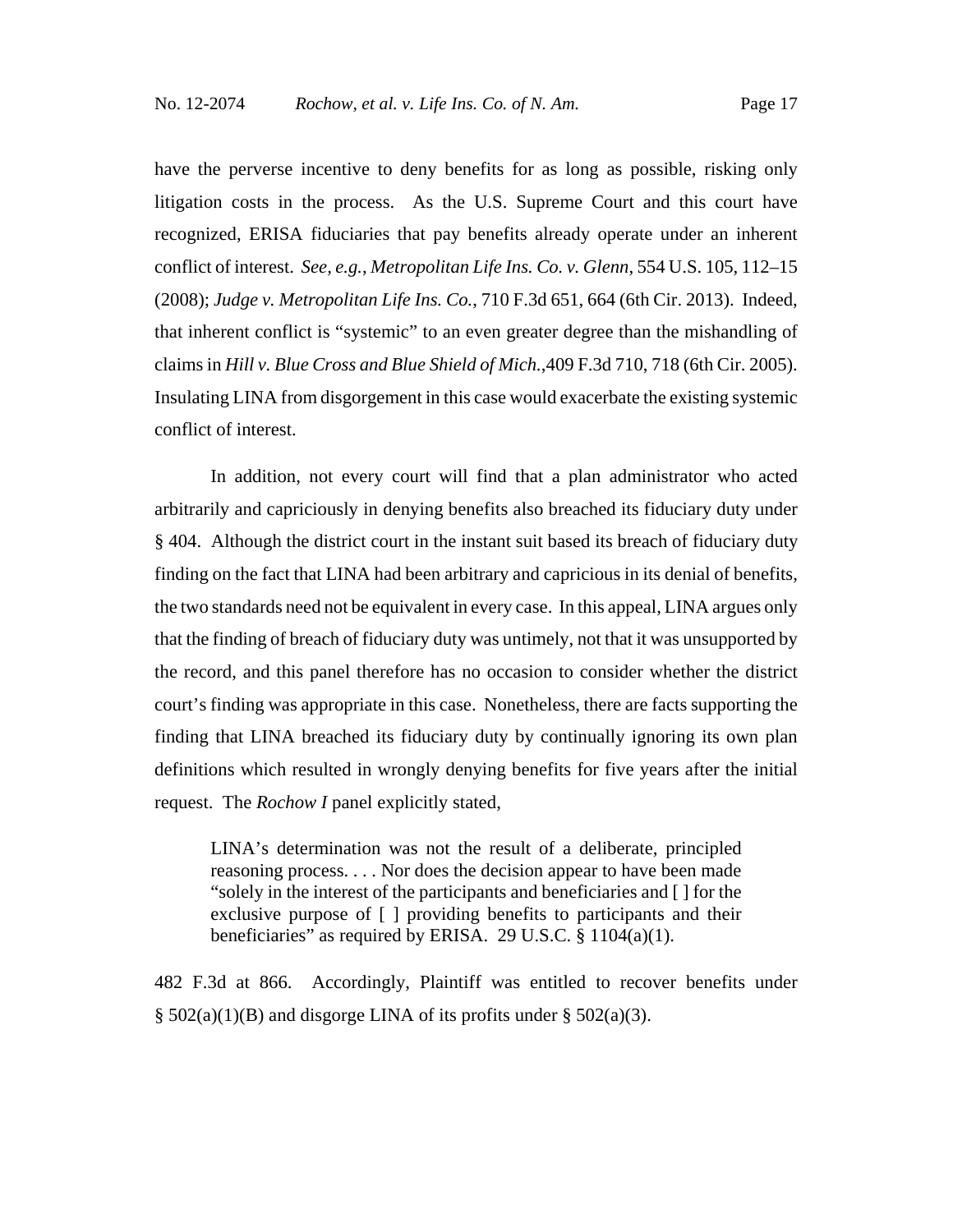have the perverse incentive to deny benefits for as long as possible, risking only litigation costs in the process. As the U.S. Supreme Court and this court have recognized, ERISA fiduciaries that pay benefits already operate under an inherent conflict of interest. *See, e.g.*, *Metropolitan Life Ins. Co. v. Glenn*, 554 U.S. 105, 112–15 (2008); *Judge v. Metropolitan Life Ins. Co.*, 710 F.3d 651, 664 (6th Cir. 2013). Indeed, that inherent conflict is "systemic" to an even greater degree than the mishandling of claims in *Hill v. Blue Cross and Blue Shield of Mich.*,409 F.3d 710, 718 (6th Cir. 2005). Insulating LINA from disgorgement in this case would exacerbate the existing systemic conflict of interest.

In addition, not every court will find that a plan administrator who acted arbitrarily and capriciously in denying benefits also breached its fiduciary duty under § 404. Although the district court in the instant suit based its breach of fiduciary duty finding on the fact that LINA had been arbitrary and capricious in its denial of benefits, the two standards need not be equivalent in every case. In this appeal, LINA argues only that the finding of breach of fiduciary duty was untimely, not that it was unsupported by the record, and this panel therefore has no occasion to consider whether the district court's finding was appropriate in this case. Nonetheless, there are facts supporting the finding that LINA breached its fiduciary duty by continually ignoring its own plan definitions which resulted in wrongly denying benefits for five years after the initial request. The *Rochow I* panel explicitly stated,

> LINA's determination was not the result of a deliberate, principled reasoning process. . . . Nor does the decision appear to have been made "solely in the interest of the participants and beneficiaries and [ ] for the exclusive purpose of [ ] providing benefits to participants and their beneficiaries" as required by ERISA. 29 U.S.C. § 1104(a)(1).

482 F.3d at 866. Accordingly, Plaintiff was entitled to recover benefits under § 502(a)(1)(B) and disgorge LINA of its profits under § 502(a)(3).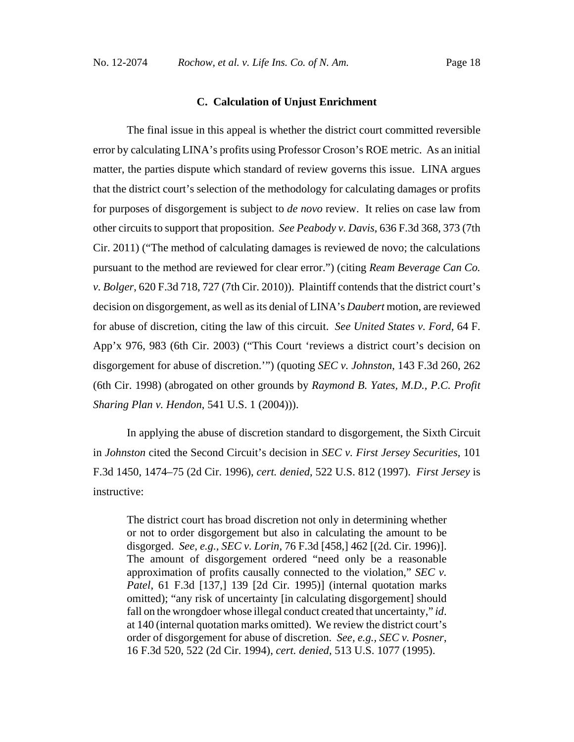### C. Calculation of Unjust Enrichment

The final issue in this appeal is whether the district court committed reversible error by calculating LINA's profits using Professor Croson's ROE metric. As an initial matter, the parties dispute which standard of review governs this issue. LINA argues that the district court's selection of the methodology for calculating damages or profits for purposes of disgorgement is subject to *de novo* review. It relies on case law from other circuits to support that proposition. *See Peabody v. Davis*, 636 F.3d 368, 373 (7th Cir. 2011) ("The method of calculating damages is reviewed de novo; the calculations pursuant to the method are reviewed for clear error.") (citing *Ream Beverage Can Co. v. Bolger*, 620 F.3d 718, 727 (7th Cir. 2010)). Plaintiff contends that the district court's decision on disgorgement, as well as its denial of LINA's *Daubert* motion, are reviewed for abuse of discretion, citing the law of this circuit. *See United States v. Ford*, 64 F. App'x 976, 983 (6th Cir. 2003) ("This Court 'reviews a district court's decision on disgorgement for abuse of discretion.'") (quoting *SEC v. Johnston*, 143 F.3d 260, 262 (6th Cir. 1998) (abrogated on other grounds by *Raymond B. Yates, M.D., P.C. Profit Sharing Plan v. Hendon*, 541 U.S. 1 (2004))).

In applying the abuse of discretion standard to disgorgement, the Sixth Circuit in *Johnston* cited the Second Circuit's decision in *SEC v. First Jersey Securities*, 101 F.3d 1450, 1474–75 (2d Cir. 1996), *cert. denied*, 522 U.S. 812 (1997). *First Jersey* is instructive:

> The district court has broad discretion not only in determining whether or not to order disgorgement but also in calculating the amount to be disgorged. *See, e.g., SEC v. Lorin*, 76 F.3d [458,] 462 [(2d. Cir. 1996)]. The amount of disgorgement ordered "need only be a reasonable approximation of profits causally connected to the violation," *SEC v. Patel*, 61 F.3d [137,] 139 [2d Cir. 1995)] (internal quotation marks omitted); "any risk of uncertainty [in calculating disgorgement] should fall on the wrongdoer whose illegal conduct created that uncertainty," *id*. at 140 (internal quotation marks omitted). We review the district court's order of disgorgement for abuse of discretion. *See, e.g., SEC v. Posner*, 16 F.3d 520, 522 (2d Cir. 1994), *cert. denied*, 513 U.S. 1077 (1995).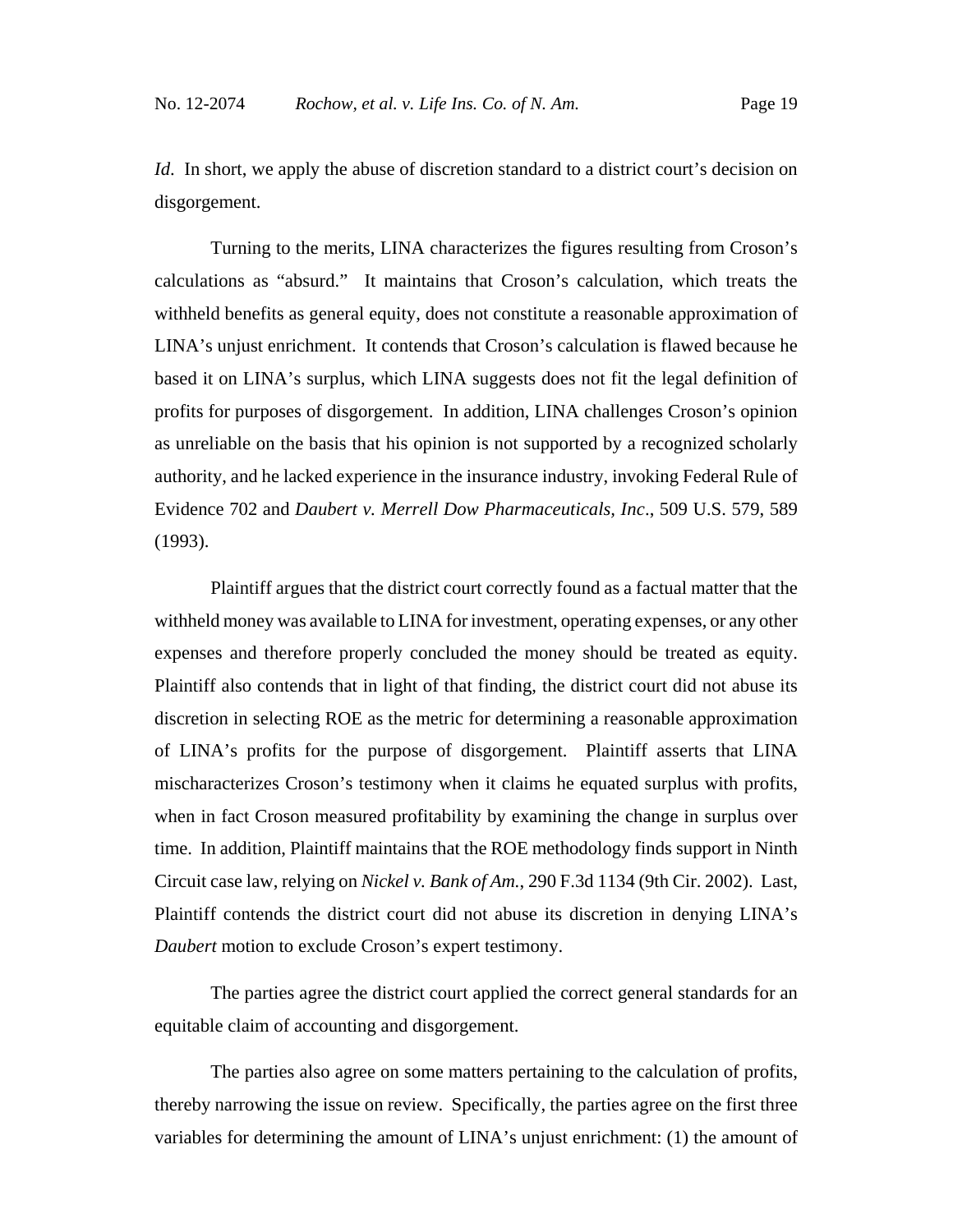*Id*. In short, we apply the abuse of discretion standard to a district court's decision on disgorgement.

Turning to the merits, LINA characterizes the figures resulting from Croson's calculations as "absurd." It maintains that Croson's calculation, which treats the withheld benefits as general equity, does not constitute a reasonable approximation of LINA's unjust enrichment. It contends that Croson's calculation is flawed because he based it on LINA's surplus, which LINA suggests does not fit the legal definition of profits for purposes of disgorgement. In addition, LINA challenges Croson's opinion as unreliable on the basis that his opinion is not supported by a recognized scholarly authority, and he lacked experience in the insurance industry, invoking Federal Rule of Evidence 702 and *Daubert v. Merrell Dow Pharmaceuticals, Inc*., 509 U.S. 579, 589 (1993).

Plaintiff argues that the district court correctly found as a factual matter that the withheld money was available to LINA for investment, operating expenses, or any other expenses and therefore properly concluded the money should be treated as equity. Plaintiff also contends that in light of that finding, the district court did not abuse its discretion in selecting ROE as the metric for determining a reasonable approximation of LINA's profits for the purpose of disgorgement. Plaintiff asserts that LINA mischaracterizes Croson's testimony when it claims he equated surplus with profits, when in fact Croson measured profitability by examining the change in surplus over time. In addition, Plaintiff maintains that the ROE methodology finds support in Ninth Circuit case law, relying on *Nickel v. Bank of Am.*, 290 F.3d 1134 (9th Cir. 2002). Last, Plaintiff contends the district court did not abuse its discretion in denying LINA's *Daubert* motion to exclude Croson's expert testimony.

The parties agree the district court applied the correct general standards for an equitable claim of accounting and disgorgement.

The parties also agree on some matters pertaining to the calculation of profits, thereby narrowing the issue on review. Specifically, the parties agree on the first three variables for determining the amount of LINA's unjust enrichment: (1) the amount of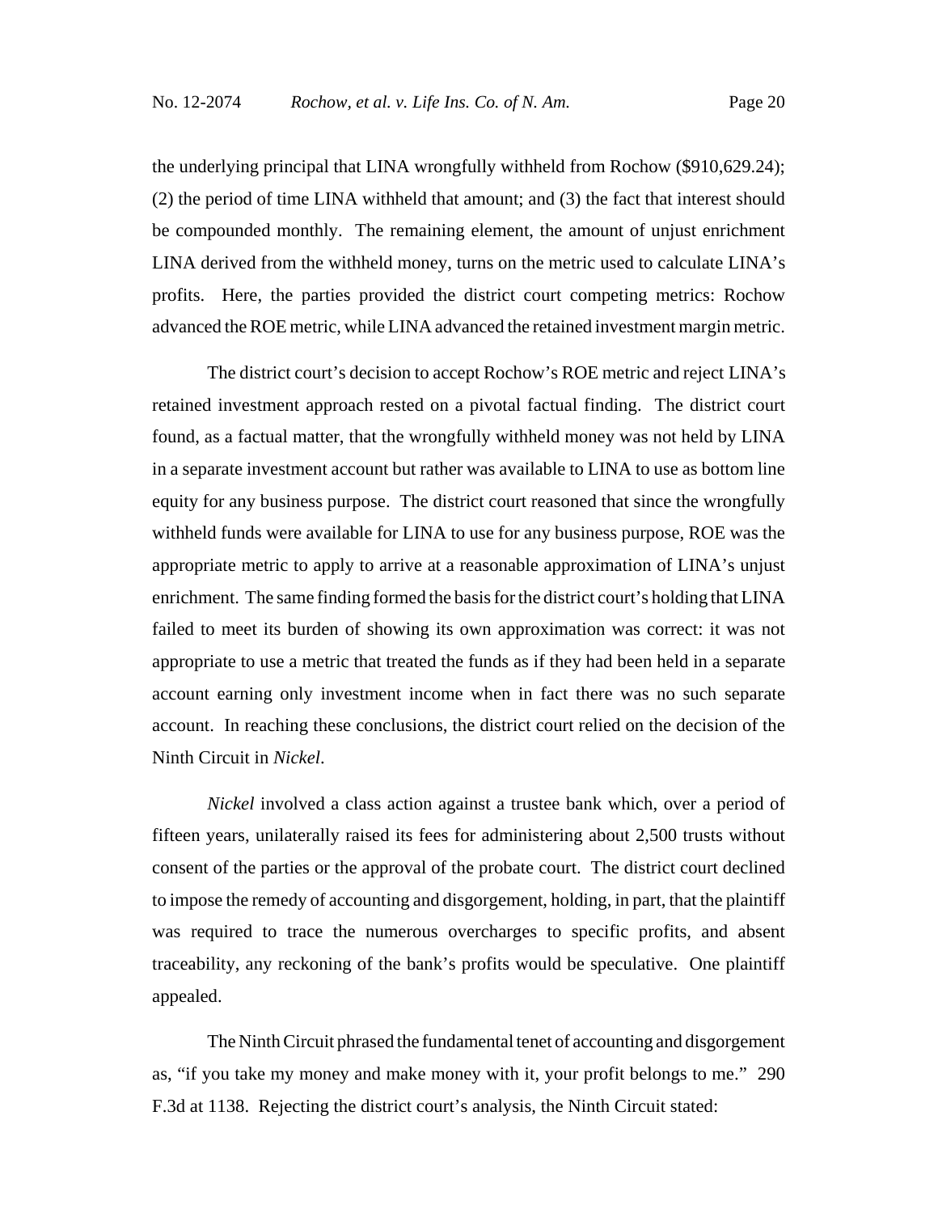the underlying principal that LINA wrongfully withheld from Rochow ($910,629.24); (2) the period of time LINA withheld that amount; and (3) the fact that interest should be compounded monthly. The remaining element, the amount of unjust enrichment LINA derived from the withheld money, turns on the metric used to calculate LINA's profits. Here, the parties provided the district court competing metrics: Rochow advanced the ROE metric, while LINA advanced the retained investment margin metric.

The district court's decision to accept Rochow's ROE metric and reject LINA's retained investment approach rested on a pivotal factual finding. The district court found, as a factual matter, that the wrongfully withheld money was not held by LINA in a separate investment account but rather was available to LINA to use as bottom line equity for any business purpose. The district court reasoned that since the wrongfully withheld funds were available for LINA to use for any business purpose, ROE was the appropriate metric to apply to arrive at a reasonable approximation of LINA's unjust enrichment. The same finding formed the basis for the district court's holding that LINA failed to meet its burden of showing its own approximation was correct: it was not appropriate to use a metric that treated the funds as if they had been held in a separate account earning only investment income when in fact there was no such separate account. In reaching these conclusions, the district court relied on the decision of the Ninth Circuit in *Nickel*.

*Nickel* involved a class action against a trustee bank which, over a period of fifteen years, unilaterally raised its fees for administering about 2,500 trusts without consent of the parties or the approval of the probate court. The district court declined to impose the remedy of accounting and disgorgement, holding, in part, that the plaintiff was required to trace the numerous overcharges to specific profits, and absent traceability, any reckoning of the bank's profits would be speculative. One plaintiff appealed.

The Ninth Circuit phrased the fundamental tenet of accounting and disgorgement as, "if you take my money and make money with it, your profit belongs to me." 290 F.3d at 1138. Rejecting the district court's analysis, the Ninth Circuit stated: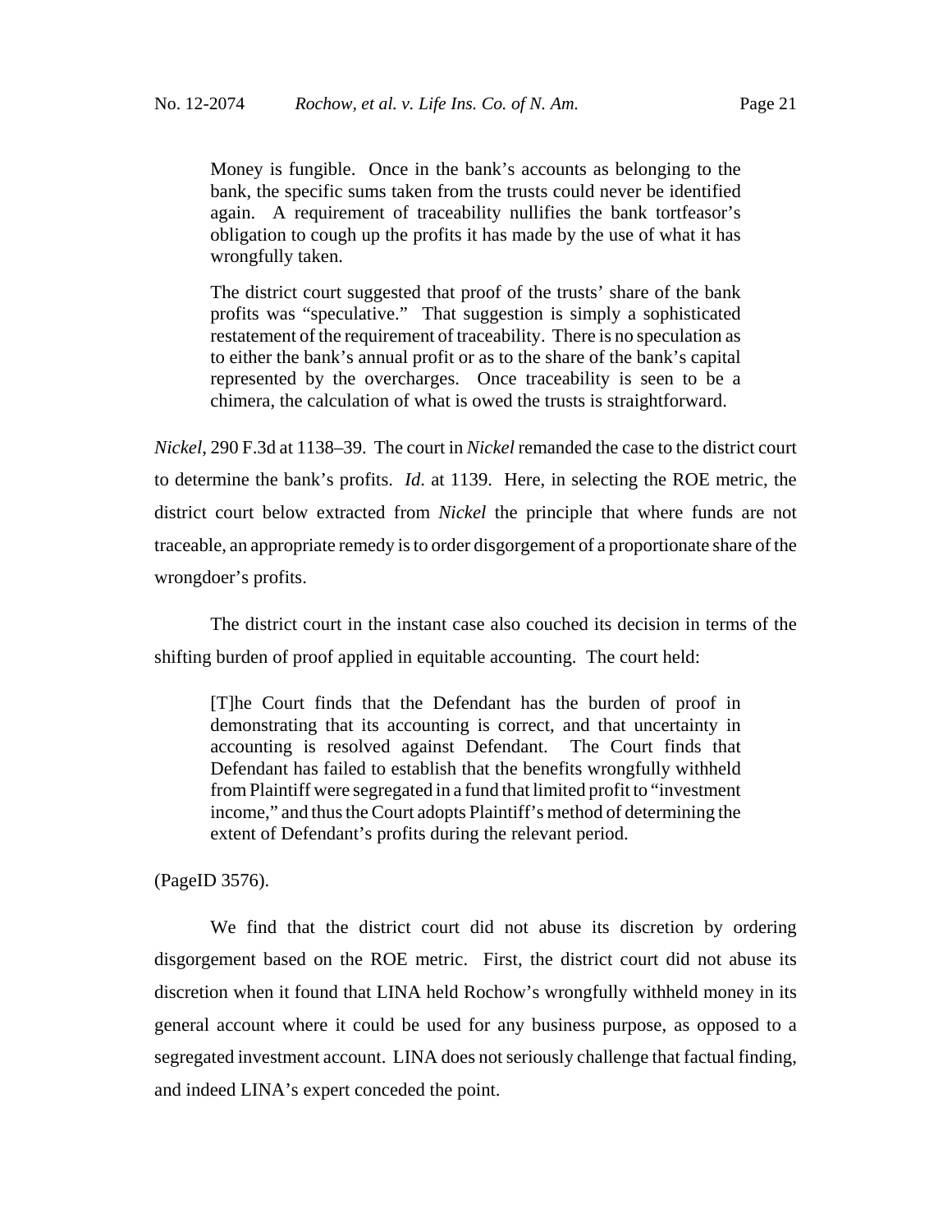> Money is fungible. Once in the bank's accounts as belonging to the bank, the specific sums taken from the trusts could never be identified again. A requirement of traceability nullifies the bank tortfeasor's obligation to cough up the profits it has made by the use of what it has wrongfully taken.
>
> The district court suggested that proof of the trusts' share of the bank profits was "speculative." That suggestion is simply a sophisticated restatement of the requirement of traceability. There is no speculation as to either the bank's annual profit or as to the share of the bank's capital represented by the overcharges. Once traceability is seen to be a chimera, the calculation of what is owed the trusts is straightforward.

*Nickel*, 290 F.3d at 1138–39. The court in *Nickel* remanded the case to the district court to determine the bank's profits. *Id*. at 1139. Here, in selecting the ROE metric, the district court below extracted from *Nickel* the principle that where funds are not traceable, an appropriate remedy is to order disgorgement of a proportionate share of the wrongdoer's profits.

The district court in the instant case also couched its decision in terms of the shifting burden of proof applied in equitable accounting. The court held:

> [T]he Court finds that the Defendant has the burden of proof in demonstrating that its accounting is correct, and that uncertainty in accounting is resolved against Defendant. The Court finds that Defendant has failed to establish that the benefits wrongfully withheld from Plaintiff were segregated in a fund that limited profit to "investment income," and thus the Court adopts Plaintiff's method of determining the extent of Defendant's profits during the relevant period.

(PageID 3576).

We find that the district court did not abuse its discretion by ordering disgorgement based on the ROE metric. First, the district court did not abuse its discretion when it found that LINA held Rochow's wrongfully withheld money in its general account where it could be used for any business purpose, as opposed to a segregated investment account. LINA does not seriously challenge that factual finding, and indeed LINA's expert conceded the point.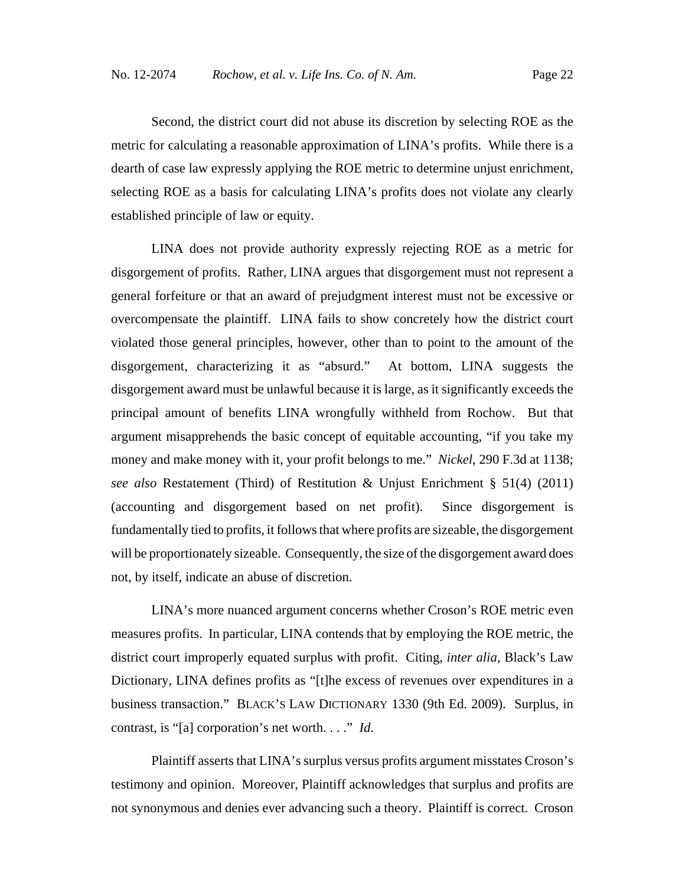Second, the district court did not abuse its discretion by selecting ROE as the metric for calculating a reasonable approximation of LINA's profits. While there is a dearth of case law expressly applying the ROE metric to determine unjust enrichment, selecting ROE as a basis for calculating LINA's profits does not violate any clearly established principle of law or equity.

LINA does not provide authority expressly rejecting ROE as a metric for disgorgement of profits. Rather, LINA argues that disgorgement must not represent a general forfeiture or that an award of prejudgment interest must not be excessive or overcompensate the plaintiff. LINA fails to show concretely how the district court violated those general principles, however, other than to point to the amount of the disgorgement, characterizing it as "absurd." At bottom, LINA suggests the disgorgement award must be unlawful because it is large, as it significantly exceeds the principal amount of benefits LINA wrongfully withheld from Rochow. But that argument misapprehends the basic concept of equitable accounting, "if you take my money and make money with it, your profit belongs to me." *Nickel*, 290 F.3d at 1138; *see also* Restatement (Third) of Restitution & Unjust Enrichment § 51(4) (2011) (accounting and disgorgement based on net profit). Since disgorgement is fundamentally tied to profits, it follows that where profits are sizeable, the disgorgement will be proportionately sizeable. Consequently, the size of the disgorgement award does not, by itself, indicate an abuse of discretion.

LINA's more nuanced argument concerns whether Croson's ROE metric even measures profits. In particular, LINA contends that by employing the ROE metric, the district court improperly equated surplus with profit. Citing, *inter alia*, Black's Law Dictionary, LINA defines profits as "[t]he excess of revenues over expenditures in a business transaction." BLACK'S LAW DICTIONARY 1330 (9th Ed. 2009). Surplus, in contrast, is "[a] corporation's net worth. . . ." *Id.*

Plaintiff asserts that LINA's surplus versus profits argument misstates Croson's testimony and opinion. Moreover, Plaintiff acknowledges that surplus and profits are not synonymous and denies ever advancing such a theory. Plaintiff is correct. Croson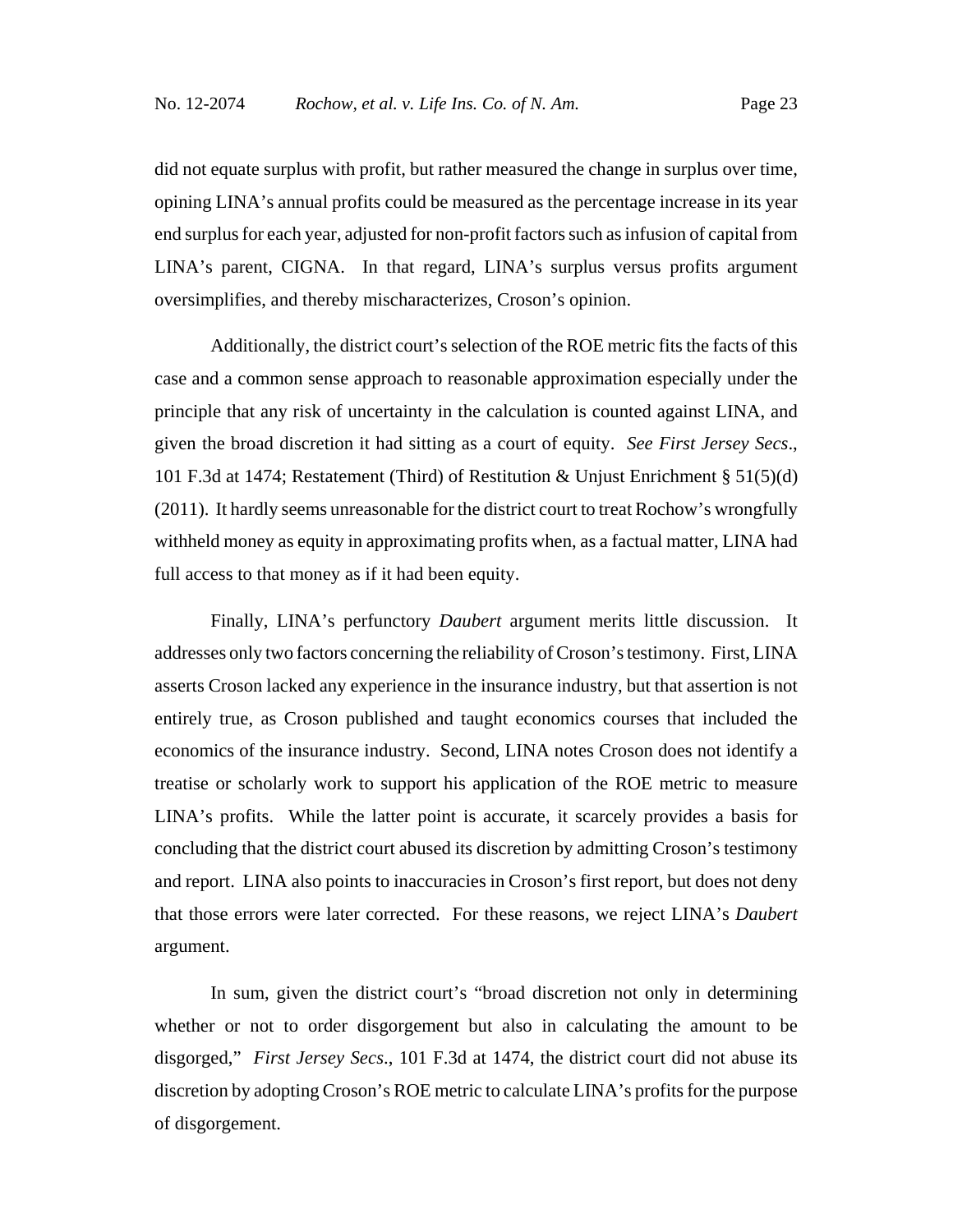did not equate surplus with profit, but rather measured the change in surplus over time, opining LINA's annual profits could be measured as the percentage increase in its year end surplus for each year, adjusted for non-profit factors such as infusion of capital from LINA's parent, CIGNA. In that regard, LINA's surplus versus profits argument oversimplifies, and thereby mischaracterizes, Croson's opinion.

Additionally, the district court's selection of the ROE metric fits the facts of this case and a common sense approach to reasonable approximation especially under the principle that any risk of uncertainty in the calculation is counted against LINA, and given the broad discretion it had sitting as a court of equity. *See First Jersey Secs*., 101 F.3d at 1474; Restatement (Third) of Restitution & Unjust Enrichment § 51(5)(d) (2011). It hardly seems unreasonable for the district court to treat Rochow's wrongfully withheld money as equity in approximating profits when, as a factual matter, LINA had full access to that money as if it had been equity.

Finally, LINA's perfunctory *Daubert* argument merits little discussion. It addresses only two factors concerning the reliability of Croson's testimony. First, LINA asserts Croson lacked any experience in the insurance industry, but that assertion is not entirely true, as Croson published and taught economics courses that included the economics of the insurance industry. Second, LINA notes Croson does not identify a treatise or scholarly work to support his application of the ROE metric to measure LINA's profits. While the latter point is accurate, it scarcely provides a basis for concluding that the district court abused its discretion by admitting Croson's testimony and report. LINA also points to inaccuracies in Croson's first report, but does not deny that those errors were later corrected. For these reasons, we reject LINA's *Daubert* argument.

In sum, given the district court's "broad discretion not only in determining whether or not to order disgorgement but also in calculating the amount to be disgorged," *First Jersey Secs*., 101 F.3d at 1474, the district court did not abuse its discretion by adopting Croson's ROE metric to calculate LINA's profits for the purpose of disgorgement.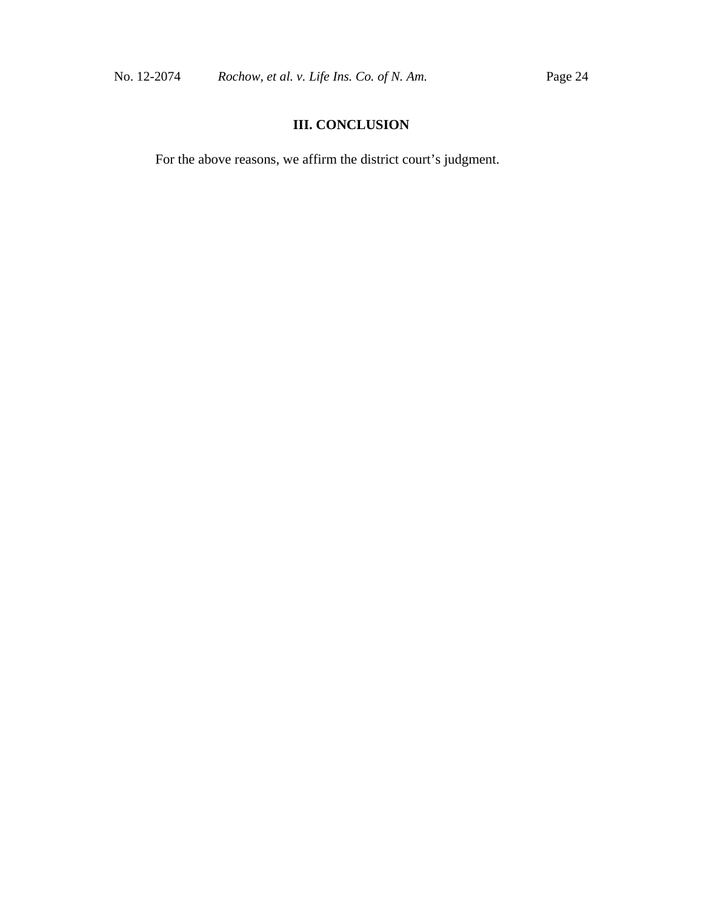## III. CONCLUSION

For the above reasons, we affirm the district court's judgment.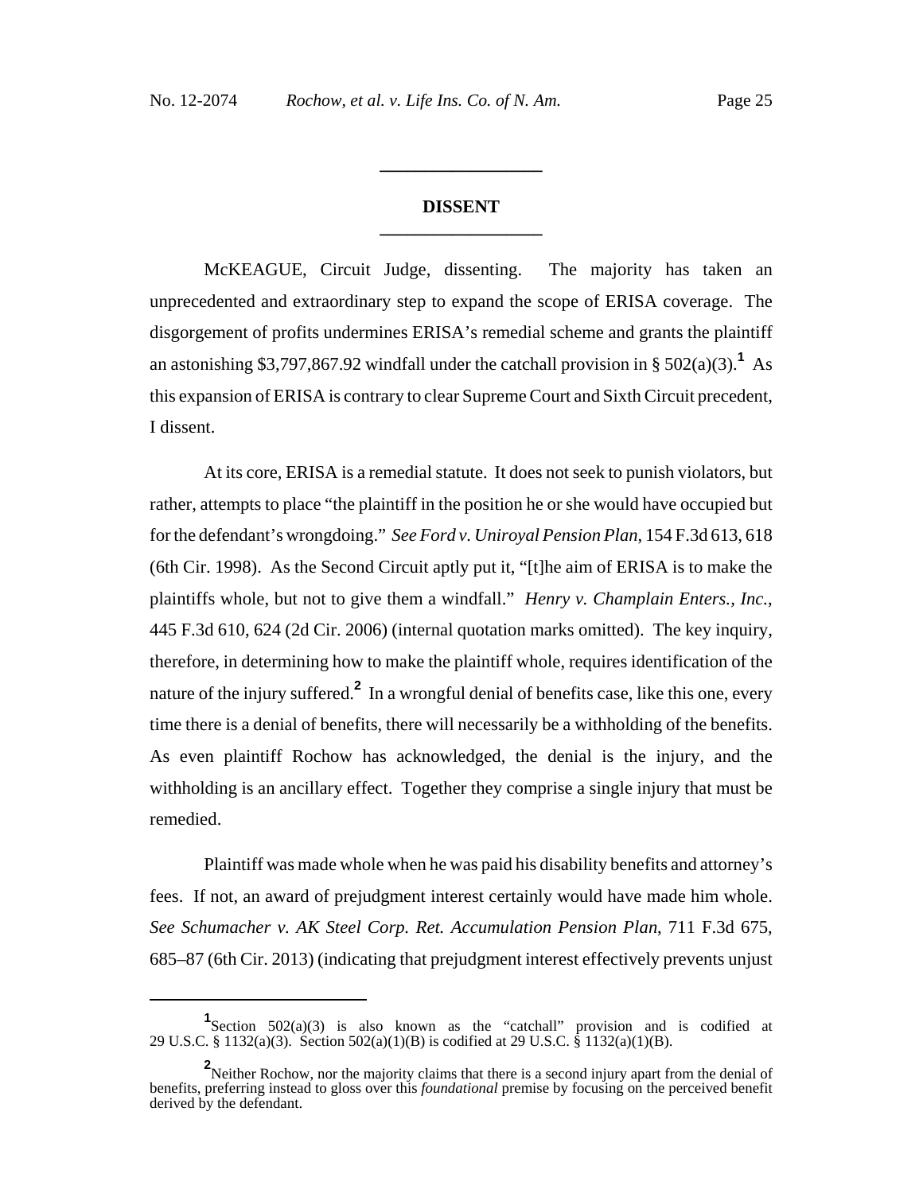## DISSENT

McKEAGUE, Circuit Judge, dissenting. The majority has taken an unprecedented and extraordinary step to expand the scope of ERISA coverage. The disgorgement of profits undermines ERISA's remedial scheme and grants the plaintiff an astonishing $3,797,867.92 windfall under the catchall provision in § 502(a)(3).[1] As this expansion of ERISA is contrary to clear Supreme Court and Sixth Circuit precedent, I dissent.

At its core, ERISA is a remedial statute. It does not seek to punish violators, but rather, attempts to place "the plaintiff in the position he or she would have occupied but for the defendant's wrongdoing." *See Ford v. Uniroyal Pension Plan*, 154 F.3d 613, 618 (6th Cir. 1998). As the Second Circuit aptly put it, "[t]he aim of ERISA is to make the plaintiffs whole, but not to give them a windfall." *Henry v. Champlain Enters., Inc.*, 445 F.3d 610, 624 (2d Cir. 2006) (internal quotation marks omitted). The key inquiry, therefore, in determining how to make the plaintiff whole, requires identification of the nature of the injury suffered.[2] In a wrongful denial of benefits case, like this one, every time there is a denial of benefits, there will necessarily be a withholding of the benefits. As even plaintiff Rochow has acknowledged, the denial is the injury, and the withholding is an ancillary effect. Together they comprise a single injury that must be remedied.

Plaintiff was made whole when he was paid his disability benefits and attorney's fees. If not, an award of prejudgment interest certainly would have made him whole. *See Schumacher v. AK Steel Corp. Ret. Accumulation Pension Plan*, 711 F.3d 675, 685–87 (6th Cir. 2013) (indicating that prejudgment interest effectively prevents unjust

---

[1] Section 502(a)(3) is also known as the "catchall" provision and is codified at 29 U.S.C. § 1132(a)(3). Section 502(a)(1)(B) is codified at 29 U.S.C. § 1132(a)(1)(B).

[2] Neither Rochow, nor the majority claims that there is a second injury apart from the denial of benefits, preferring instead to gloss over this *foundational* premise by focusing on the perceived benefit derived by the defendant.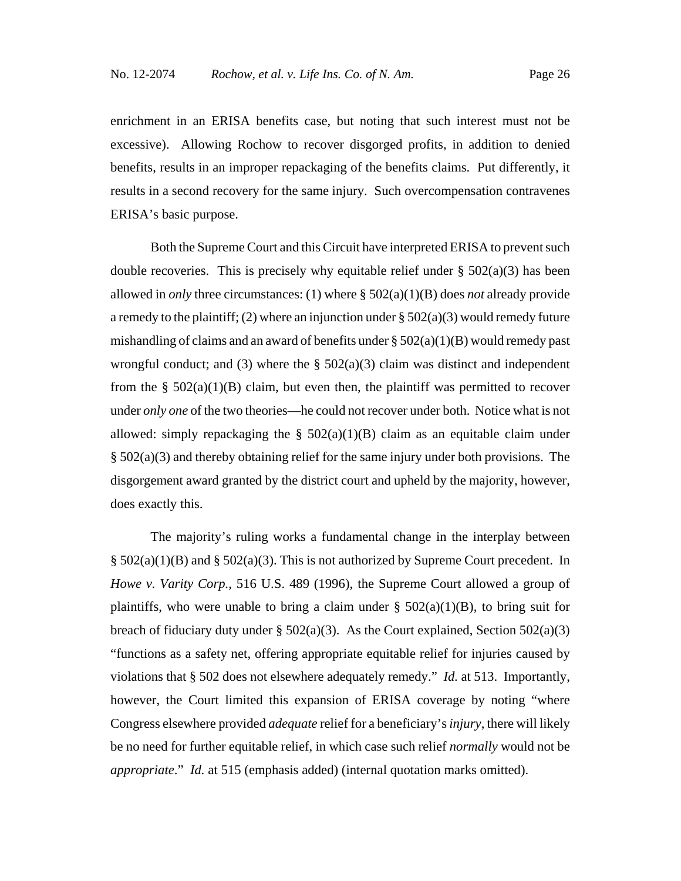enrichment in an ERISA benefits case, but noting that such interest must not be excessive). Allowing Rochow to recover disgorged profits, in addition to denied benefits, results in an improper repackaging of the benefits claims. Put differently, it results in a second recovery for the same injury. Such overcompensation contravenes ERISA's basic purpose.

Both the Supreme Court and this Circuit have interpreted ERISA to prevent such double recoveries. This is precisely why equitable relief under § 502(a)(3) has been allowed in *only* three circumstances: (1) where § 502(a)(1)(B) does *not* already provide a remedy to the plaintiff; (2) where an injunction under § 502(a)(3) would remedy future mishandling of claims and an award of benefits under § 502(a)(1)(B) would remedy past wrongful conduct; and (3) where the § 502(a)(3) claim was distinct and independent from the § 502(a)(1)(B) claim, but even then, the plaintiff was permitted to recover under *only one* of the two theories—he could not recover under both. Notice what is not allowed: simply repackaging the § 502(a)(1)(B) claim as an equitable claim under § 502(a)(3) and thereby obtaining relief for the same injury under both provisions. The disgorgement award granted by the district court and upheld by the majority, however, does exactly this.

The majority's ruling works a fundamental change in the interplay between § 502(a)(1)(B) and § 502(a)(3). This is not authorized by Supreme Court precedent. In *Howe v. Varity Corp.*, 516 U.S. 489 (1996), the Supreme Court allowed a group of plaintiffs, who were unable to bring a claim under § 502(a)(1)(B), to bring suit for breach of fiduciary duty under § 502(a)(3). As the Court explained, Section 502(a)(3) "functions as a safety net, offering appropriate equitable relief for injuries caused by violations that § 502 does not elsewhere adequately remedy." *Id.* at 513. Importantly, however, the Court limited this expansion of ERISA coverage by noting "where Congress elsewhere provided *adequate* relief for a beneficiary's *injury*, there will likely be no need for further equitable relief, in which case such relief *normally* would not be *appropriate*." *Id.* at 515 (emphasis added) (internal quotation marks omitted).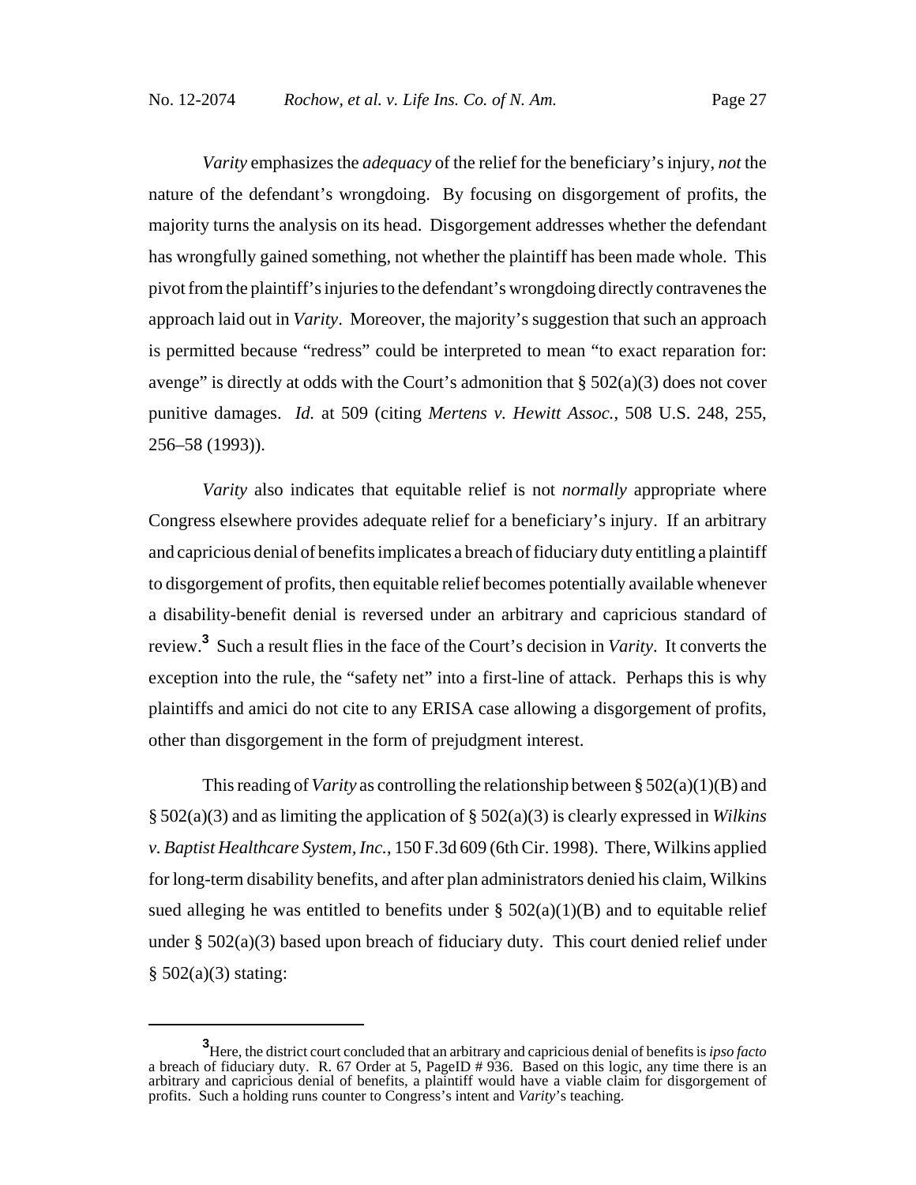*Varity* emphasizes the *adequacy* of the relief for the beneficiary's injury, *not* the nature of the defendant's wrongdoing. By focusing on disgorgement of profits, the majority turns the analysis on its head. Disgorgement addresses whether the defendant has wrongfully gained something, not whether the plaintiff has been made whole. This pivot from the plaintiff's injuries to the defendant's wrongdoing directly contravenes the approach laid out in *Varity*. Moreover, the majority's suggestion that such an approach is permitted because "redress" could be interpreted to mean "to exact reparation for: avenge" is directly at odds with the Court's admonition that § 502(a)(3) does not cover punitive damages. *Id.* at 509 (citing *Mertens v. Hewitt Assoc.*, 508 U.S. 248, 255, 256–58 (1993)).

*Varity* also indicates that equitable relief is not *normally* appropriate where Congress elsewhere provides adequate relief for a beneficiary's injury. If an arbitrary and capricious denial of benefits implicates a breach of fiduciary duty entitling a plaintiff to disgorgement of profits, then equitable relief becomes potentially available whenever a disability-benefit denial is reversed under an arbitrary and capricious standard of review.[3] Such a result flies in the face of the Court's decision in *Varity*. It converts the exception into the rule, the "safety net" into a first-line of attack. Perhaps this is why plaintiffs and amici do not cite to any ERISA case allowing a disgorgement of profits, other than disgorgement in the form of prejudgment interest.

This reading of *Varity* as controlling the relationship between § 502(a)(1)(B) and § 502(a)(3) and as limiting the application of § 502(a)(3) is clearly expressed in *Wilkins v. Baptist Healthcare System, Inc.*, 150 F.3d 609 (6th Cir. 1998). There, Wilkins applied for long-term disability benefits, and after plan administrators denied his claim, Wilkins sued alleging he was entitled to benefits under § 502(a)(1)(B) and to equitable relief under § 502(a)(3) based upon breach of fiduciary duty. This court denied relief under § 502(a)(3) stating:

---

[3] Here, the district court concluded that an arbitrary and capricious denial of benefits is *ipso facto* a breach of fiduciary duty. R. 67 Order at 5, PageID # 936. Based on this logic, any time there is an arbitrary and capricious denial of benefits, a plaintiff would have a viable claim for disgorgement of profits. Such a holding runs counter to Congress's intent and *Varity*'s teaching.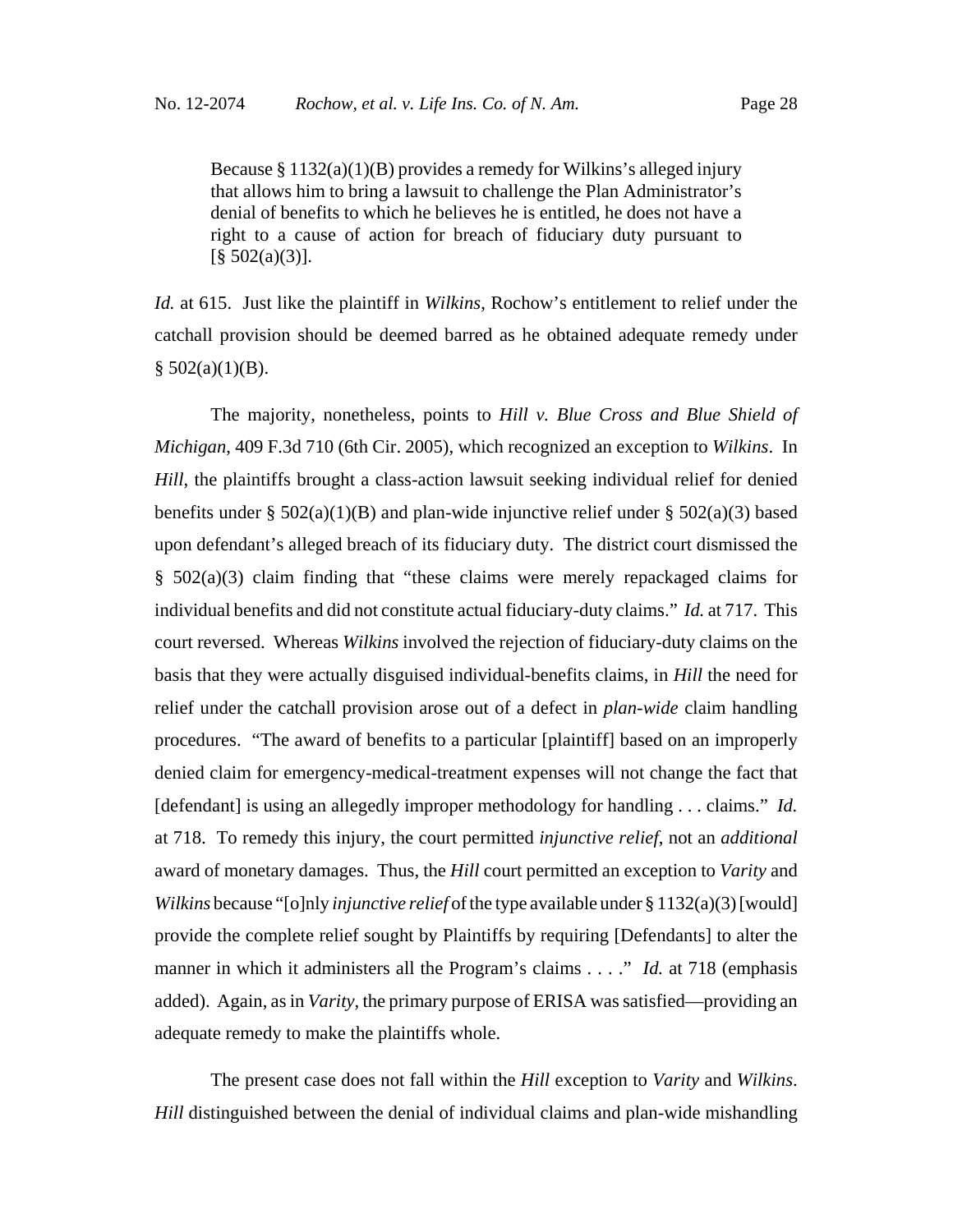> Because § 1132(a)(1)(B) provides a remedy for Wilkins's alleged injury that allows him to bring a lawsuit to challenge the Plan Administrator's denial of benefits to which he believes he is entitled, he does not have a right to a cause of action for breach of fiduciary duty pursuant to [§ 502(a)(3)].

*Id.* at 615. Just like the plaintiff in *Wilkins*, Rochow's entitlement to relief under the catchall provision should be deemed barred as he obtained adequate remedy under § 502(a)(1)(B).

The majority, nonetheless, points to *Hill v. Blue Cross and Blue Shield of Michigan*, 409 F.3d 710 (6th Cir. 2005), which recognized an exception to *Wilkins*. In *Hill*, the plaintiffs brought a class-action lawsuit seeking individual relief for denied benefits under § 502(a)(1)(B) and plan-wide injunctive relief under § 502(a)(3) based upon defendant's alleged breach of its fiduciary duty. The district court dismissed the § 502(a)(3) claim finding that "these claims were merely repackaged claims for individual benefits and did not constitute actual fiduciary-duty claims." *Id.* at 717. This court reversed. Whereas *Wilkins* involved the rejection of fiduciary-duty claims on the basis that they were actually disguised individual-benefits claims, in *Hill* the need for relief under the catchall provision arose out of a defect in *plan-wide* claim handling procedures. "The award of benefits to a particular [plaintiff] based on an improperly denied claim for emergency-medical-treatment expenses will not change the fact that [defendant] is using an allegedly improper methodology for handling . . . claims." *Id.* at 718. To remedy this injury, the court permitted *injunctive relief*, not an *additional* award of monetary damages. Thus, the *Hill* court permitted an exception to *Varity* and *Wilkins* because "[o]nly *injunctive relief* of the type available under § 1132(a)(3) [would] provide the complete relief sought by Plaintiffs by requiring [Defendants] to alter the manner in which it administers all the Program's claims . . . ." *Id.* at 718 (emphasis added). Again, as in *Varity*, the primary purpose of ERISA was satisfied—providing an adequate remedy to make the plaintiffs whole.

The present case does not fall within the *Hill* exception to *Varity* and *Wilkins*. *Hill* distinguished between the denial of individual claims and plan-wide mishandling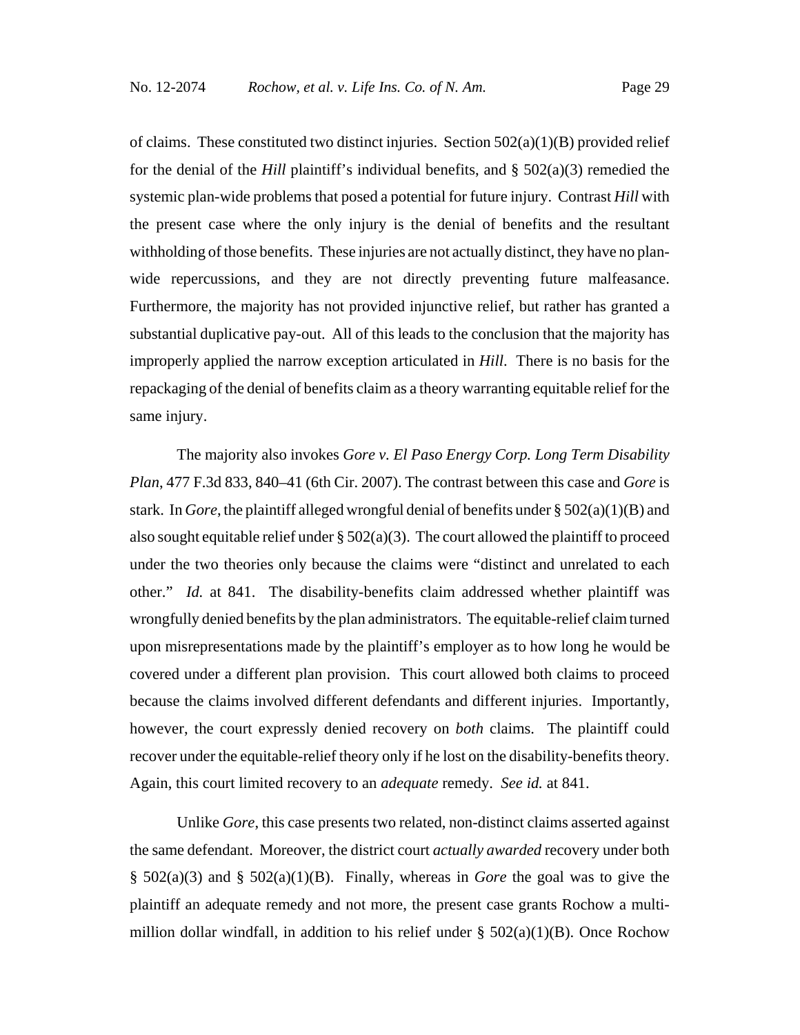of claims. These constituted two distinct injuries. Section 502(a)(1)(B) provided relief for the denial of the *Hill* plaintiff's individual benefits, and § 502(a)(3) remedied the systemic plan-wide problems that posed a potential for future injury. Contrast *Hill* with the present case where the only injury is the denial of benefits and the resultant withholding of those benefits. These injuries are not actually distinct, they have no plan-wide repercussions, and they are not directly preventing future malfeasance. Furthermore, the majority has not provided injunctive relief, but rather has granted a substantial duplicative pay-out. All of this leads to the conclusion that the majority has improperly applied the narrow exception articulated in *Hill*. There is no basis for the repackaging of the denial of benefits claim as a theory warranting equitable relief for the same injury.

The majority also invokes *Gore v. El Paso Energy Corp. Long Term Disability Plan*, 477 F.3d 833, 840–41 (6th Cir. 2007). The contrast between this case and *Gore* is stark. In *Gore*, the plaintiff alleged wrongful denial of benefits under § 502(a)(1)(B) and also sought equitable relief under § 502(a)(3). The court allowed the plaintiff to proceed under the two theories only because the claims were "distinct and unrelated to each other." *Id.* at 841. The disability-benefits claim addressed whether plaintiff was wrongfully denied benefits by the plan administrators. The equitable-relief claim turned upon misrepresentations made by the plaintiff's employer as to how long he would be covered under a different plan provision. This court allowed both claims to proceed because the claims involved different defendants and different injuries. Importantly, however, the court expressly denied recovery on *both* claims. The plaintiff could recover under the equitable-relief theory only if he lost on the disability-benefits theory. Again, this court limited recovery to an *adequate* remedy. *See id.* at 841.

Unlike *Gore*, this case presents two related, non-distinct claims asserted against the same defendant. Moreover, the district court *actually awarded* recovery under both § 502(a)(3) and § 502(a)(1)(B). Finally, whereas in *Gore* the goal was to give the plaintiff an adequate remedy and not more, the present case grants Rochow a multi-million dollar windfall, in addition to his relief under § 502(a)(1)(B). Once Rochow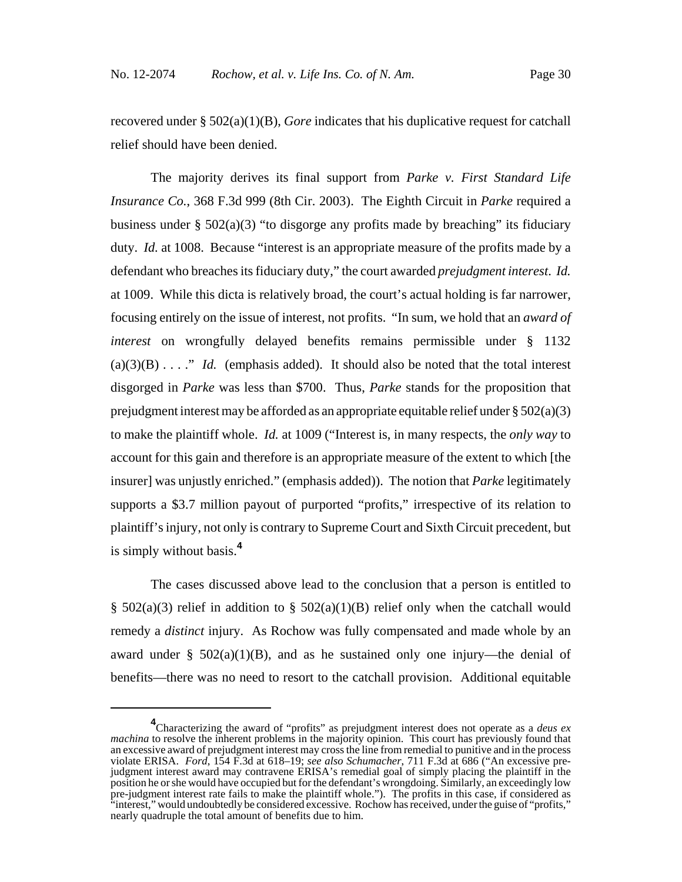recovered under § 502(a)(1)(B), *Gore* indicates that his duplicative request for catchall relief should have been denied.

The majority derives its final support from *Parke v. First Standard Life Insurance Co.*, 368 F.3d 999 (8th Cir. 2003). The Eighth Circuit in *Parke* required a business under § 502(a)(3) "to disgorge any profits made by breaching" its fiduciary duty. *Id.* at 1008. Because "interest is an appropriate measure of the profits made by a defendant who breaches its fiduciary duty," the court awarded *prejudgment interest*. *Id.* at 1009. While this dicta is relatively broad, the court's actual holding is far narrower, focusing entirely on the issue of interest, not profits. "In sum, we hold that an *award of interest* on wrongfully delayed benefits remains permissible under § 1132 (a)(3)(B) . . . ." *Id.* (emphasis added). It should also be noted that the total interest disgorged in *Parke* was less than $700. Thus, *Parke* stands for the proposition that prejudgment interest may be afforded as an appropriate equitable relief under § 502(a)(3) to make the plaintiff whole. *Id.* at 1009 ("Interest is, in many respects, the *only way* to account for this gain and therefore is an appropriate measure of the extent to which [the insurer] was unjustly enriched." (emphasis added)). The notion that *Parke* legitimately supports a $3.7 million payout of purported "profits," irrespective of its relation to plaintiff's injury, not only is contrary to Supreme Court and Sixth Circuit precedent, but is simply without basis.[4]

The cases discussed above lead to the conclusion that a person is entitled to § 502(a)(3) relief in addition to § 502(a)(1)(B) relief only when the catchall would remedy a *distinct* injury. As Rochow was fully compensated and made whole by an award under § 502(a)(1)(B), and as he sustained only one injury—the denial of benefits—there was no need to resort to the catchall provision. Additional equitable

---

[4] Characterizing the award of "profits" as prejudgment interest does not operate as a *deus ex machina* to resolve the inherent problems in the majority opinion. This court has previously found that an excessive award of prejudgment interest may cross the line from remedial to punitive and in the process violate ERISA. *Ford*, 154 F.3d at 618–19; *see also Schumacher*, 711 F.3d at 686 ("An excessive pre-judgment interest award may contravene ERISA's remedial goal of simply placing the plaintiff in the position he or she would have occupied but for the defendant's wrongdoing. Similarly, an exceedingly low pre-judgment interest rate fails to make the plaintiff whole."). The profits in this case, if considered as "interest," would undoubtedly be considered excessive. Rochow has received, under the guise of "profits," nearly quadruple the total amount of benefits due to him.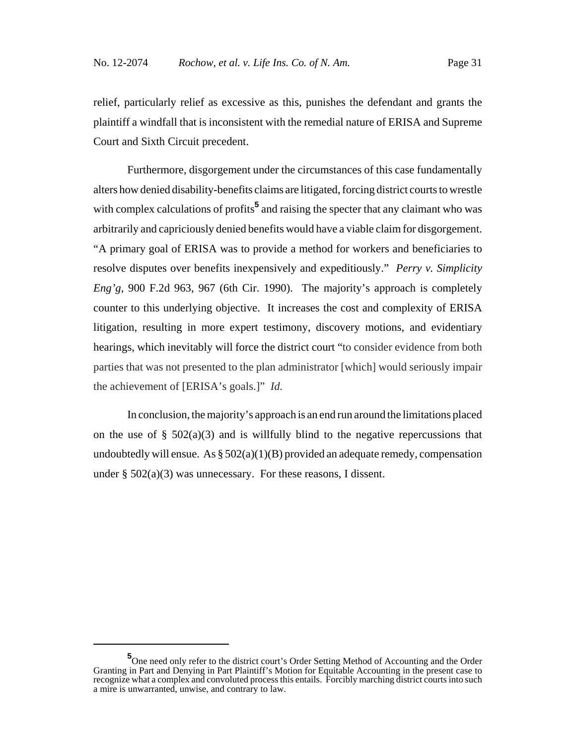relief, particularly relief as excessive as this, punishes the defendant and grants the plaintiff a windfall that is inconsistent with the remedial nature of ERISA and Supreme Court and Sixth Circuit precedent.

Furthermore, disgorgement under the circumstances of this case fundamentally alters how denied disability-benefits claims are litigated, forcing district courts to wrestle with complex calculations of profits[5] and raising the specter that any claimant who was arbitrarily and capriciously denied benefits would have a viable claim for disgorgement. "A primary goal of ERISA was to provide a method for workers and beneficiaries to resolve disputes over benefits inexpensively and expeditiously." *Perry v. Simplicity Eng'g*, 900 F.2d 963, 967 (6th Cir. 1990). The majority's approach is completely counter to this underlying objective. It increases the cost and complexity of ERISA litigation, resulting in more expert testimony, discovery motions, and evidentiary hearings, which inevitably will force the district court "to consider evidence from both parties that was not presented to the plan administrator [which] would seriously impair the achievement of [ERISA's goals.]" *Id.*

In conclusion, the majority's approach is an end run around the limitations placed on the use of § 502(a)(3) and is willfully blind to the negative repercussions that undoubtedly will ensue. As § 502(a)(1)(B) provided an adequate remedy, compensation under § 502(a)(3) was unnecessary. For these reasons, I dissent.

[5] One need only refer to the district court's Order Setting Method of Accounting and the Order Granting in Part and Denying in Part Plaintiff's Motion for Equitable Accounting in the present case to recognize what a complex and convoluted process this entails. Forcibly marching district courts into such a mire is unwarranted, unwise, and contrary to law.